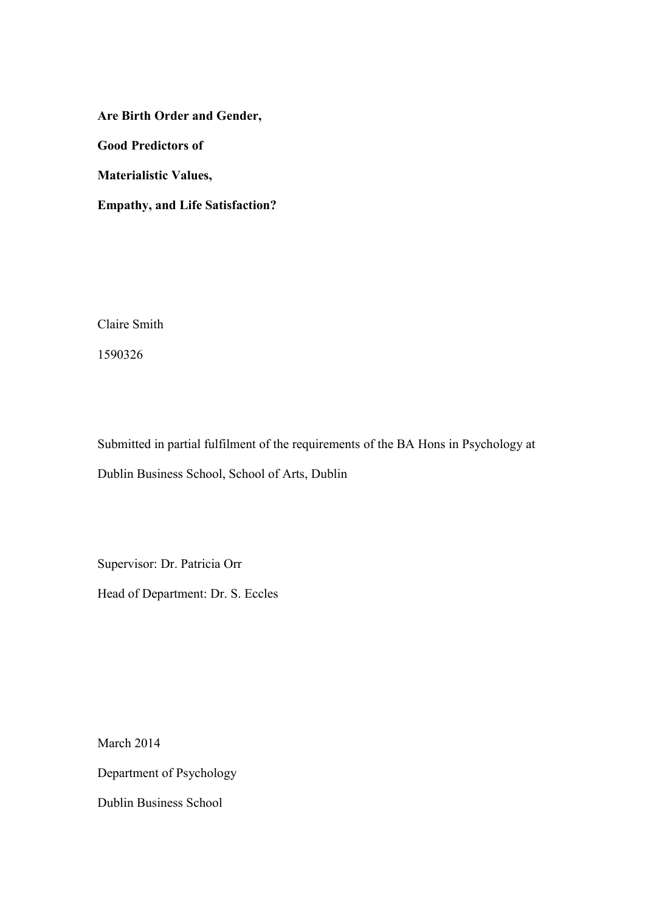**Are Birth Order and Gender,**

**Good Predictors of**

**Materialistic Values,**

**Empathy, and Life Satisfaction?**

Claire Smith

1590326

Submitted in partial fulfilment of the requirements of the BA Hons in Psychology at Dublin Business School, School of Arts, Dublin

Supervisor: Dr. Patricia Orr

Head of Department: Dr. S. Eccles

March 2014

Department of Psychology

Dublin Business School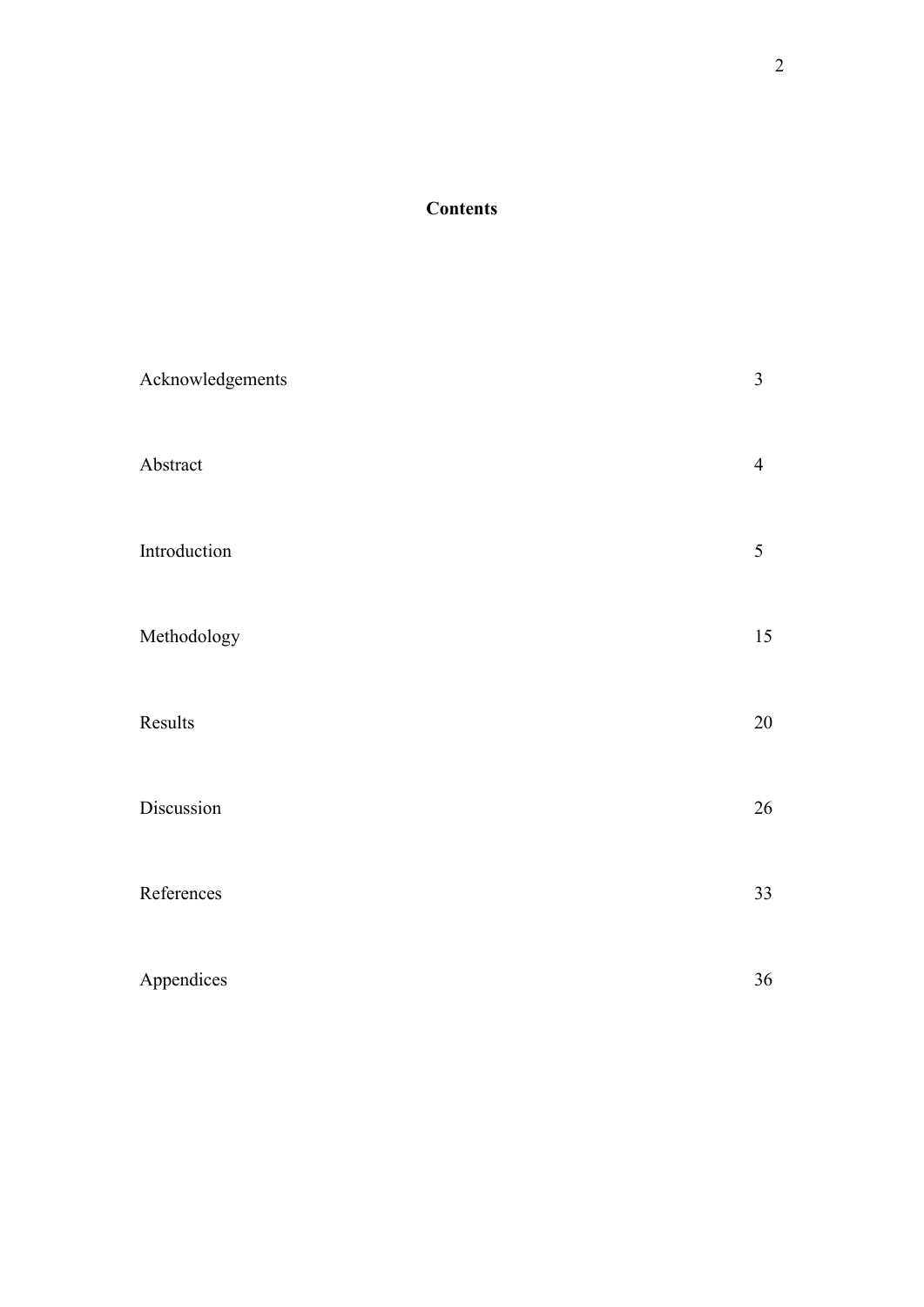# Contents

| | |
|---|---|
| Acknowledgements | 3 |
| Abstract | 4 |
| Introduction | 5 |
| Methodology | 15 |
| Results | 20 |
| Discussion | 26 |
| References | 33 |
| Appendices | 36 |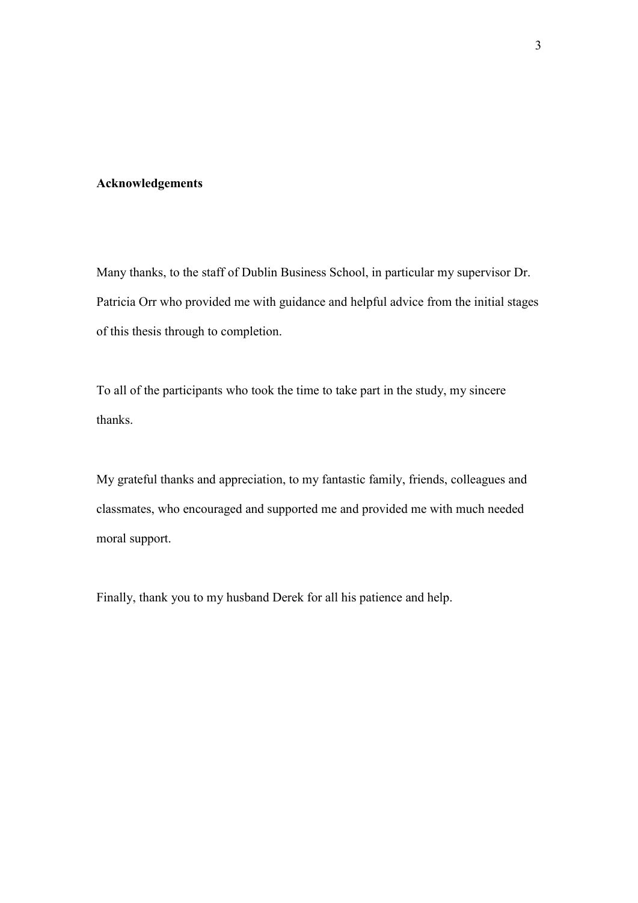**Acknowledgements**

Many thanks, to the staff of Dublin Business School, in particular my supervisor Dr. Patricia Orr who provided me with guidance and helpful advice from the initial stages of this thesis through to completion.

To all of the participants who took the time to take part in the study, my sincere thanks.

My grateful thanks and appreciation, to my fantastic family, friends, colleagues and classmates, who encouraged and supported me and provided me with much needed moral support.

Finally, thank you to my husband Derek for all his patience and help.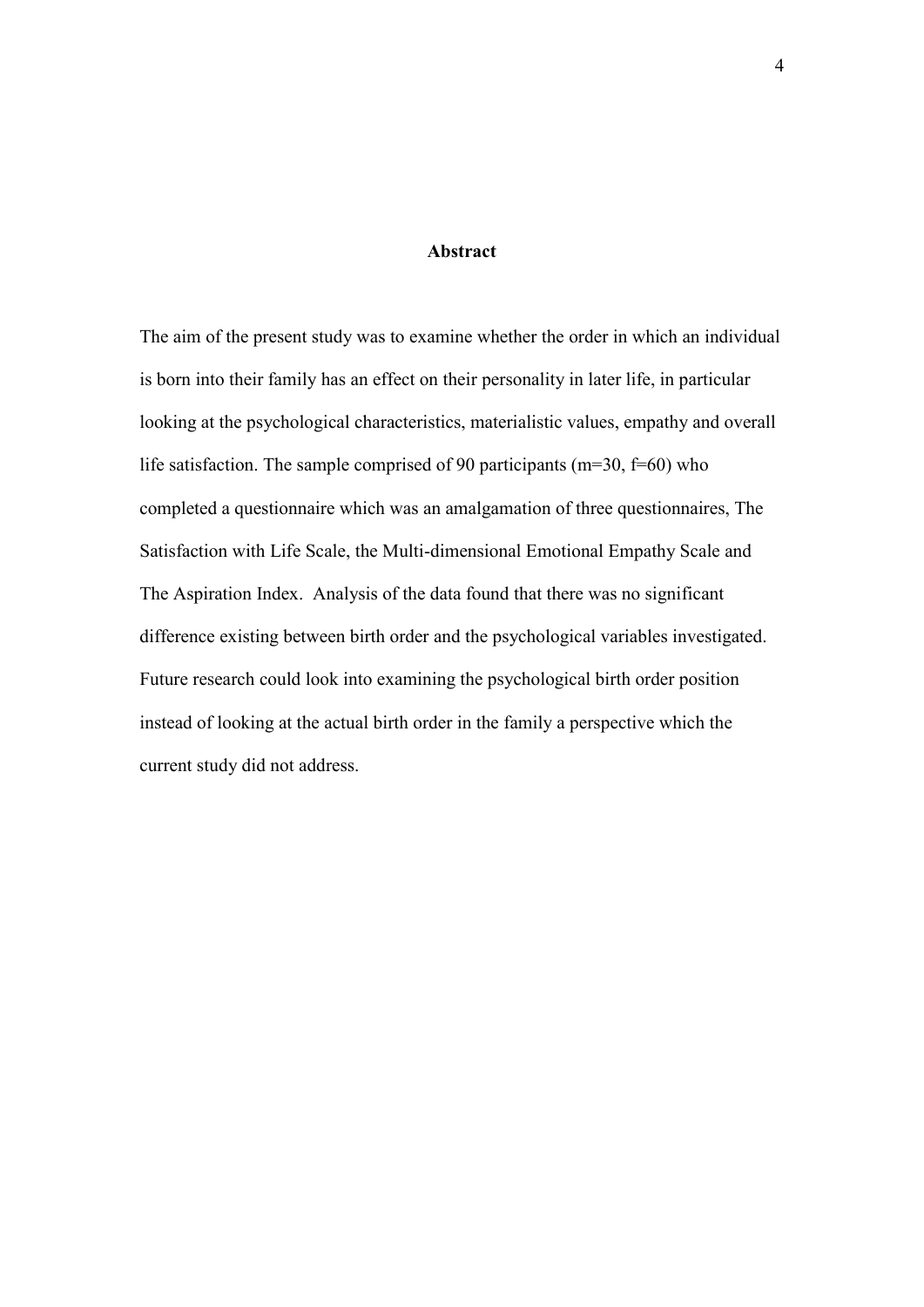## Abstract

The aim of the present study was to examine whether the order in which an individual is born into their family has an effect on their personality in later life, in particular looking at the psychological characteristics, materialistic values, empathy and overall life satisfaction. The sample comprised of 90 participants (m=30, f=60) who completed a questionnaire which was an amalgamation of three questionnaires, The Satisfaction with Life Scale, the Multi-dimensional Emotional Empathy Scale and The Aspiration Index. Analysis of the data found that there was no significant difference existing between birth order and the psychological variables investigated. Future research could look into examining the psychological birth order position instead of looking at the actual birth order in the family a perspective which the current study did not address.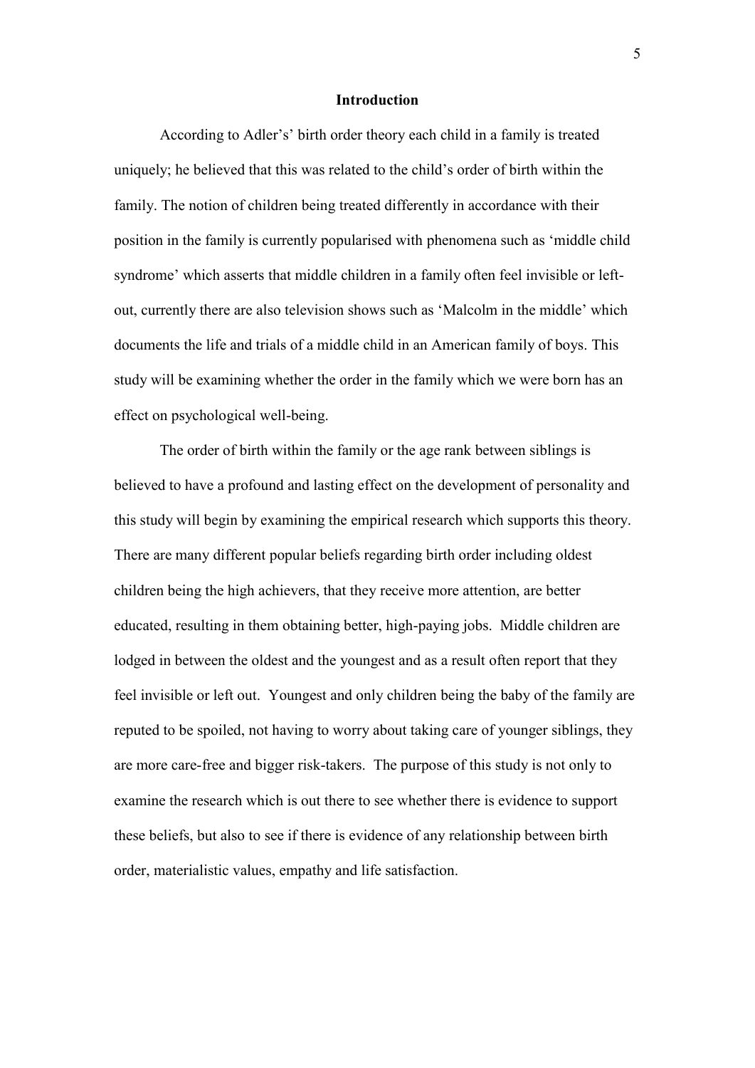## Introduction

According to Adler's' birth order theory each child in a family is treated uniquely; he believed that this was related to the child's order of birth within the family. The notion of children being treated differently in accordance with their position in the family is currently popularised with phenomena such as 'middle child syndrome' which asserts that middle children in a family often feel invisible or left-out, currently there are also television shows such as 'Malcolm in the middle' which documents the life and trials of a middle child in an American family of boys. This study will be examining whether the order in the family which we were born has an effect on psychological well-being.

The order of birth within the family or the age rank between siblings is believed to have a profound and lasting effect on the development of personality and this study will begin by examining the empirical research which supports this theory. There are many different popular beliefs regarding birth order including oldest children being the high achievers, that they receive more attention, are better educated, resulting in them obtaining better, high-paying jobs. Middle children are lodged in between the oldest and the youngest and as a result often report that they feel invisible or left out. Youngest and only children being the baby of the family are reputed to be spoiled, not having to worry about taking care of younger siblings, they are more care-free and bigger risk-takers. The purpose of this study is not only to examine the research which is out there to see whether there is evidence to support these beliefs, but also to see if there is evidence of any relationship between birth order, materialistic values, empathy and life satisfaction.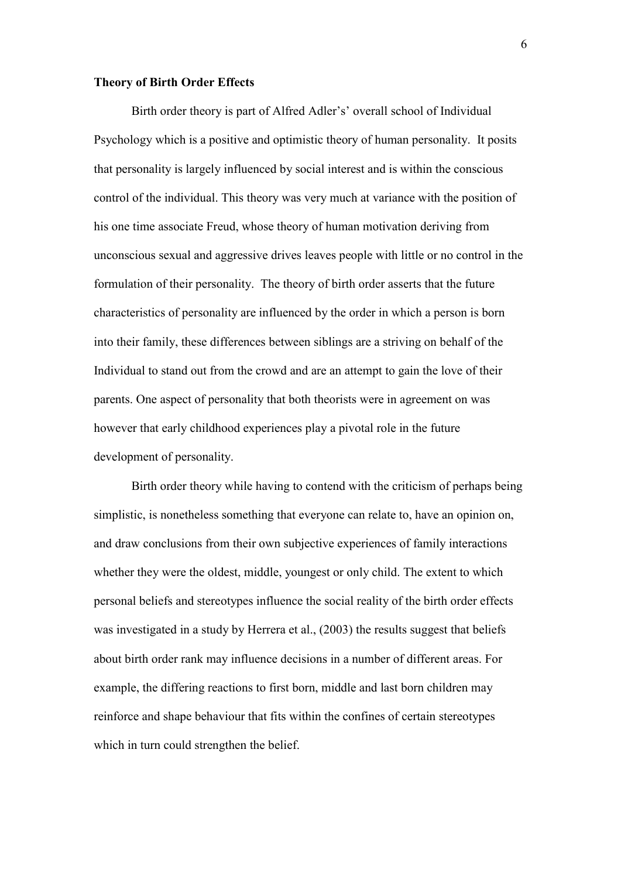**Theory of Birth Order Effects**

Birth order theory is part of Alfred Adler's' overall school of Individual Psychology which is a positive and optimistic theory of human personality. It posits that personality is largely influenced by social interest and is within the conscious control of the individual. This theory was very much at variance with the position of his one time associate Freud, whose theory of human motivation deriving from unconscious sexual and aggressive drives leaves people with little or no control in the formulation of their personality. The theory of birth order asserts that the future characteristics of personality are influenced by the order in which a person is born into their family, these differences between siblings are a striving on behalf of the Individual to stand out from the crowd and are an attempt to gain the love of their parents. One aspect of personality that both theorists were in agreement on was however that early childhood experiences play a pivotal role in the future development of personality.

Birth order theory while having to contend with the criticism of perhaps being simplistic, is nonetheless something that everyone can relate to, have an opinion on, and draw conclusions from their own subjective experiences of family interactions whether they were the oldest, middle, youngest or only child. The extent to which personal beliefs and stereotypes influence the social reality of the birth order effects was investigated in a study by Herrera et al., (2003) the results suggest that beliefs about birth order rank may influence decisions in a number of different areas. For example, the differing reactions to first born, middle and last born children may reinforce and shape behaviour that fits within the confines of certain stereotypes which in turn could strengthen the belief.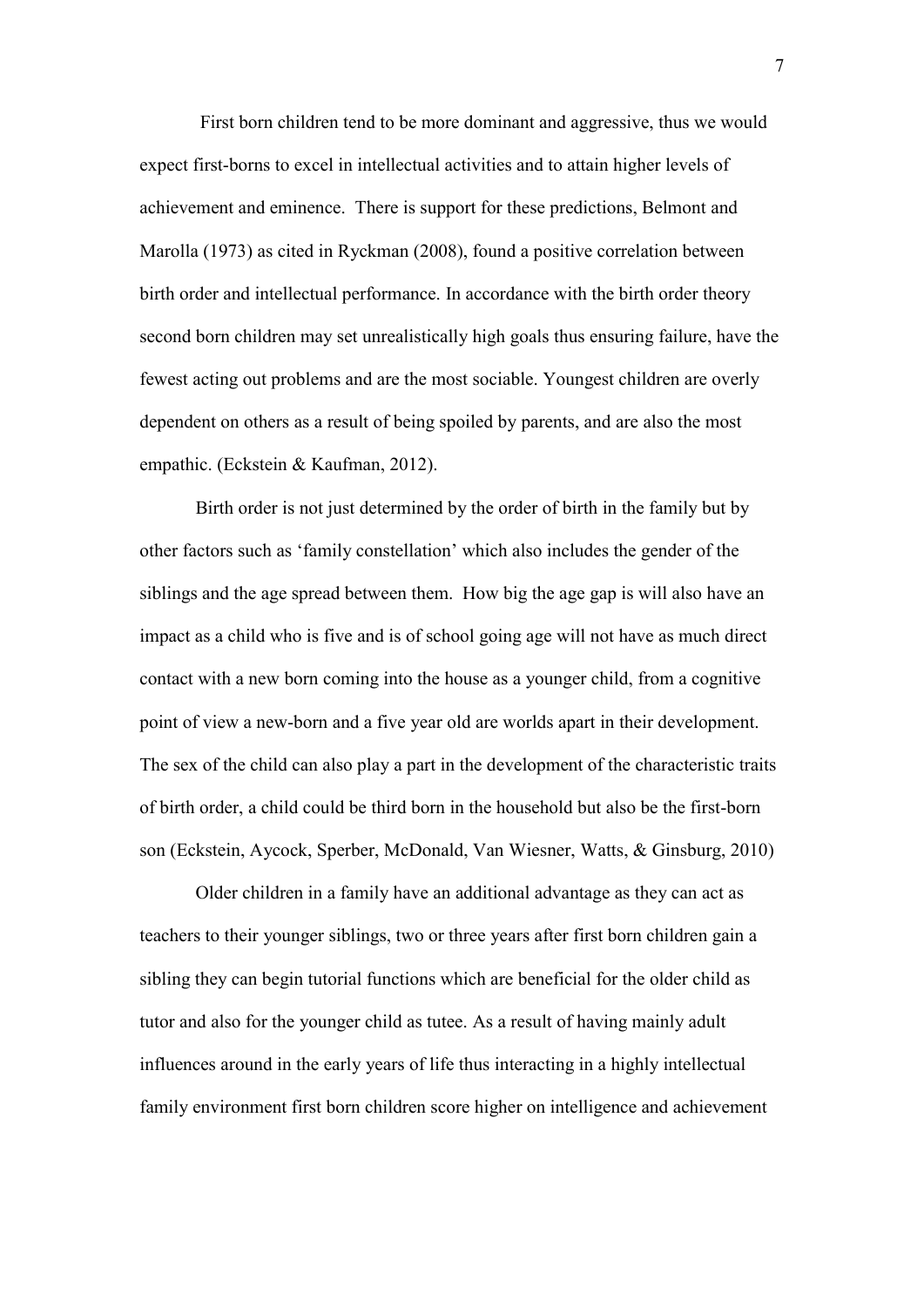First born children tend to be more dominant and aggressive, thus we would expect first-borns to excel in intellectual activities and to attain higher levels of achievement and eminence. There is support for these predictions, Belmont and Marolla (1973) as cited in Ryckman (2008), found a positive correlation between birth order and intellectual performance. In accordance with the birth order theory second born children may set unrealistically high goals thus ensuring failure, have the fewest acting out problems and are the most sociable. Youngest children are overly dependent on others as a result of being spoiled by parents, and are also the most empathic. (Eckstein & Kaufman, 2012).

Birth order is not just determined by the order of birth in the family but by other factors such as 'family constellation' which also includes the gender of the siblings and the age spread between them. How big the age gap is will also have an impact as a child who is five and is of school going age will not have as much direct contact with a new born coming into the house as a younger child, from a cognitive point of view a new-born and a five year old are worlds apart in their development. The sex of the child can also play a part in the development of the characteristic traits of birth order, a child could be third born in the household but also be the first-born son (Eckstein, Aycock, Sperber, McDonald, Van Wiesner, Watts, & Ginsburg, 2010)

Older children in a family have an additional advantage as they can act as teachers to their younger siblings, two or three years after first born children gain a sibling they can begin tutorial functions which are beneficial for the older child as tutor and also for the younger child as tutee. As a result of having mainly adult influences around in the early years of life thus interacting in a highly intellectual family environment first born children score higher on intelligence and achievement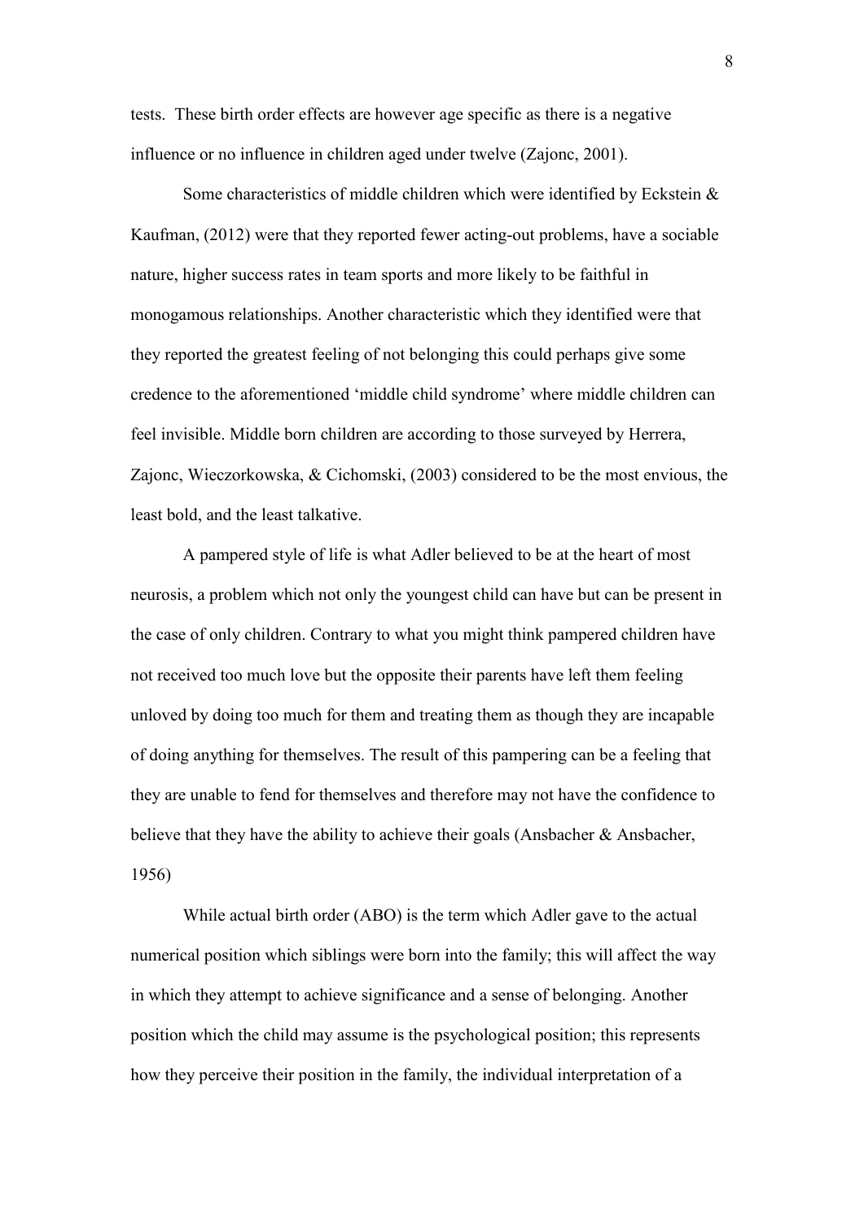tests. These birth order effects are however age specific as there is a negative influence or no influence in children aged under twelve (Zajonc, 2001).

Some characteristics of middle children which were identified by Eckstein & Kaufman, (2012) were that they reported fewer acting-out problems, have a sociable nature, higher success rates in team sports and more likely to be faithful in monogamous relationships. Another characteristic which they identified were that they reported the greatest feeling of not belonging this could perhaps give some credence to the aforementioned 'middle child syndrome' where middle children can feel invisible. Middle born children are according to those surveyed by Herrera, Zajonc, Wieczorkowska, & Cichomski, (2003) considered to be the most envious, the least bold, and the least talkative.

A pampered style of life is what Adler believed to be at the heart of most neurosis, a problem which not only the youngest child can have but can be present in the case of only children. Contrary to what you might think pampered children have not received too much love but the opposite their parents have left them feeling unloved by doing too much for them and treating them as though they are incapable of doing anything for themselves. The result of this pampering can be a feeling that they are unable to fend for themselves and therefore may not have the confidence to believe that they have the ability to achieve their goals (Ansbacher & Ansbacher, 1956)

While actual birth order (ABO) is the term which Adler gave to the actual numerical position which siblings were born into the family; this will affect the way in which they attempt to achieve significance and a sense of belonging. Another position which the child may assume is the psychological position; this represents how they perceive their position in the family, the individual interpretation of a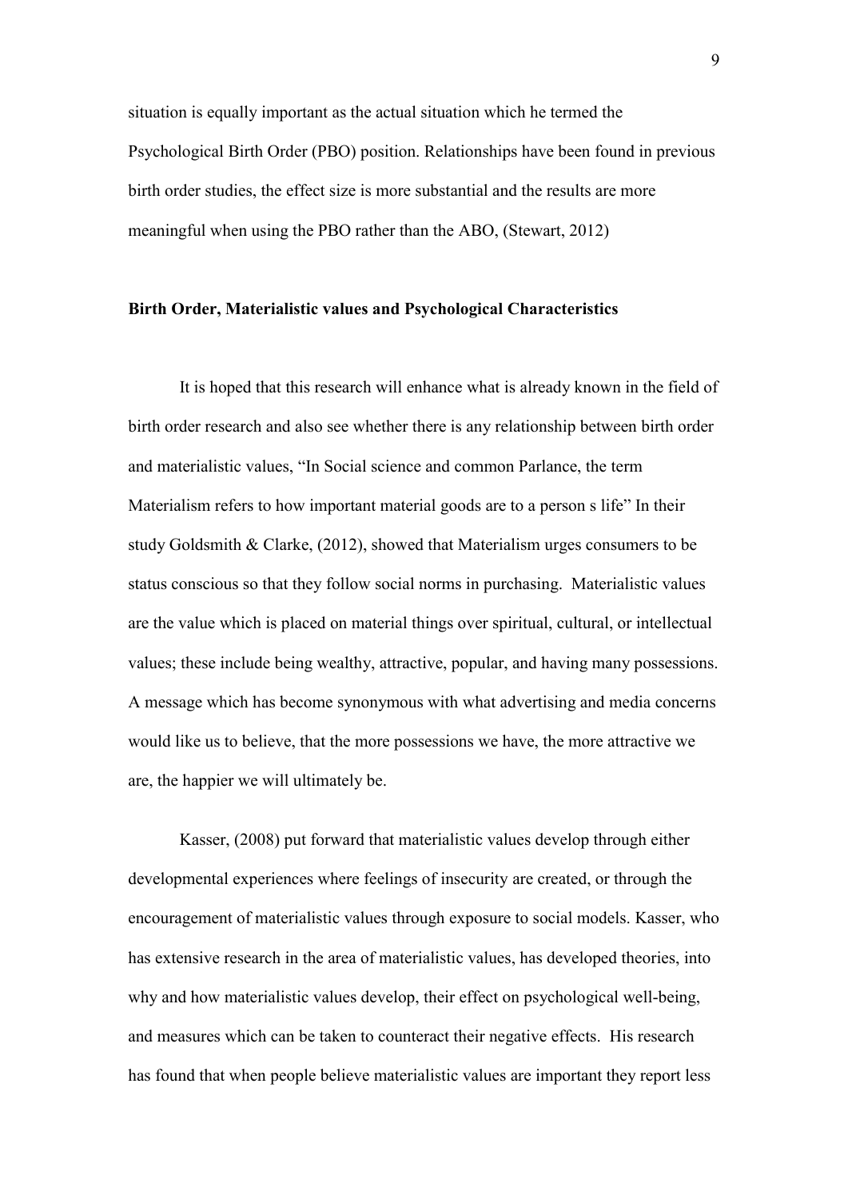situation is equally important as the actual situation which he termed the Psychological Birth Order (PBO) position. Relationships have been found in previous birth order studies, the effect size is more substantial and the results are more meaningful when using the PBO rather than the ABO, (Stewart, 2012)

**Birth Order, Materialistic values and Psychological Characteristics**

It is hoped that this research will enhance what is already known in the field of birth order research and also see whether there is any relationship between birth order and materialistic values, "In Social science and common Parlance, the term Materialism refers to how important material goods are to a person s life" In their study Goldsmith & Clarke, (2012), showed that Materialism urges consumers to be status conscious so that they follow social norms in purchasing. Materialistic values are the value which is placed on material things over spiritual, cultural, or intellectual values; these include being wealthy, attractive, popular, and having many possessions. A message which has become synonymous with what advertising and media concerns would like us to believe, that the more possessions we have, the more attractive we are, the happier we will ultimately be.

Kasser, (2008) put forward that materialistic values develop through either developmental experiences where feelings of insecurity are created, or through the encouragement of materialistic values through exposure to social models. Kasser, who has extensive research in the area of materialistic values, has developed theories, into why and how materialistic values develop, their effect on psychological well-being, and measures which can be taken to counteract their negative effects. His research has found that when people believe materialistic values are important they report less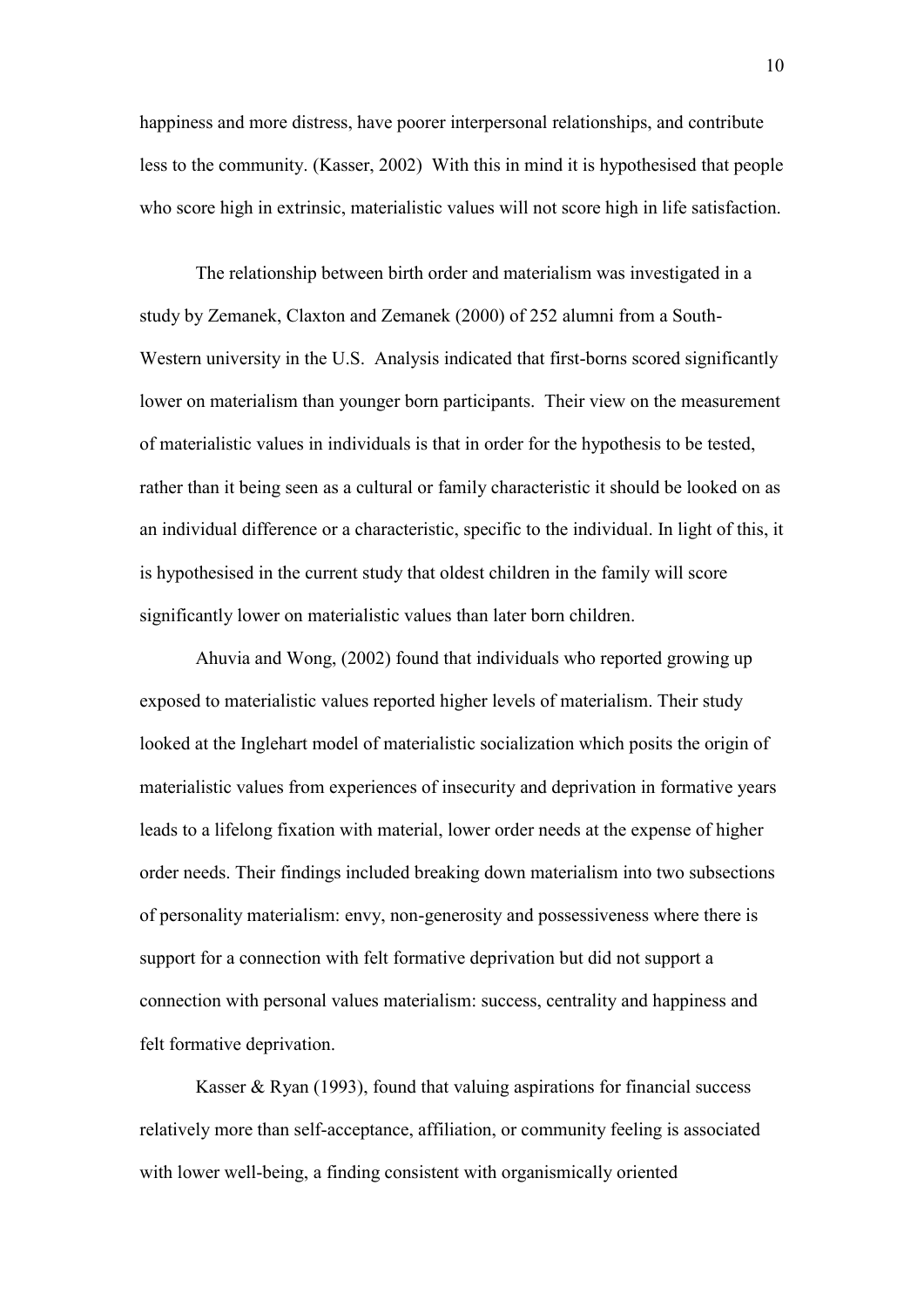happiness and more distress, have poorer interpersonal relationships, and contribute less to the community. (Kasser, 2002) With this in mind it is hypothesised that people who score high in extrinsic, materialistic values will not score high in life satisfaction.

The relationship between birth order and materialism was investigated in a study by Zemanek, Claxton and Zemanek (2000) of 252 alumni from a South-Western university in the U.S. Analysis indicated that first-borns scored significantly lower on materialism than younger born participants. Their view on the measurement of materialistic values in individuals is that in order for the hypothesis to be tested, rather than it being seen as a cultural or family characteristic it should be looked on as an individual difference or a characteristic, specific to the individual. In light of this, it is hypothesised in the current study that oldest children in the family will score significantly lower on materialistic values than later born children.

Ahuvia and Wong, (2002) found that individuals who reported growing up exposed to materialistic values reported higher levels of materialism. Their study looked at the Inglehart model of materialistic socialization which posits the origin of materialistic values from experiences of insecurity and deprivation in formative years leads to a lifelong fixation with material, lower order needs at the expense of higher order needs. Their findings included breaking down materialism into two subsections of personality materialism: envy, non-generosity and possessiveness where there is support for a connection with felt formative deprivation but did not support a connection with personal values materialism: success, centrality and happiness and felt formative deprivation.

Kasser & Ryan (1993), found that valuing aspirations for financial success relatively more than self-acceptance, affiliation, or community feeling is associated with lower well-being, a finding consistent with organismically oriented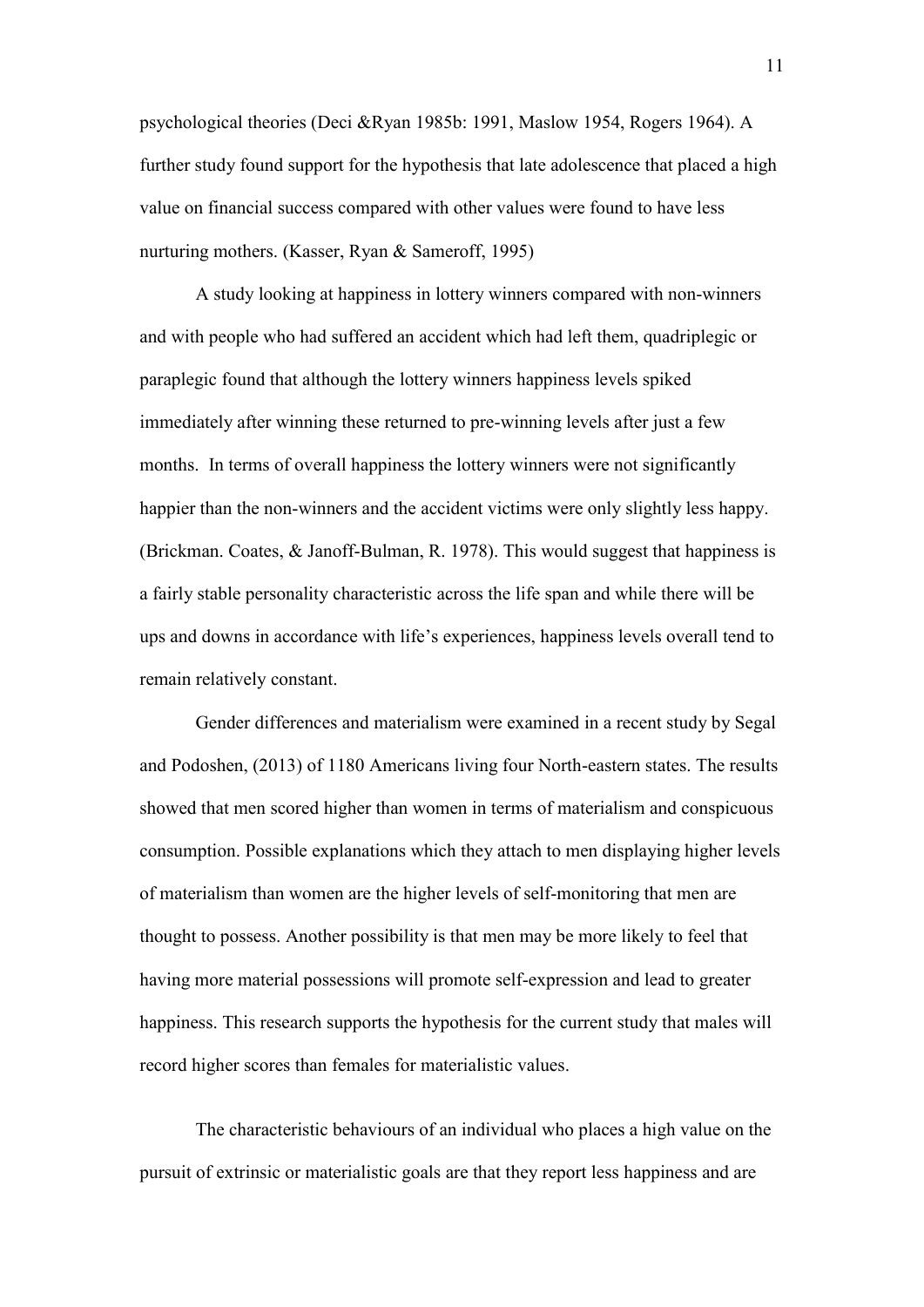psychological theories (Deci &Ryan 1985b: 1991, Maslow 1954, Rogers 1964). A further study found support for the hypothesis that late adolescence that placed a high value on financial success compared with other values were found to have less nurturing mothers. (Kasser, Ryan & Sameroff, 1995)

A study looking at happiness in lottery winners compared with non-winners and with people who had suffered an accident which had left them, quadriplegic or paraplegic found that although the lottery winners happiness levels spiked immediately after winning these returned to pre-winning levels after just a few months. In terms of overall happiness the lottery winners were not significantly happier than the non-winners and the accident victims were only slightly less happy. (Brickman. Coates, & Janoff-Bulman, R. 1978). This would suggest that happiness is a fairly stable personality characteristic across the life span and while there will be ups and downs in accordance with life's experiences, happiness levels overall tend to remain relatively constant.

Gender differences and materialism were examined in a recent study by Segal and Podoshen, (2013) of 1180 Americans living four North-eastern states. The results showed that men scored higher than women in terms of materialism and conspicuous consumption. Possible explanations which they attach to men displaying higher levels of materialism than women are the higher levels of self-monitoring that men are thought to possess. Another possibility is that men may be more likely to feel that having more material possessions will promote self-expression and lead to greater happiness. This research supports the hypothesis for the current study that males will record higher scores than females for materialistic values.

The characteristic behaviours of an individual who places a high value on the pursuit of extrinsic or materialistic goals are that they report less happiness and are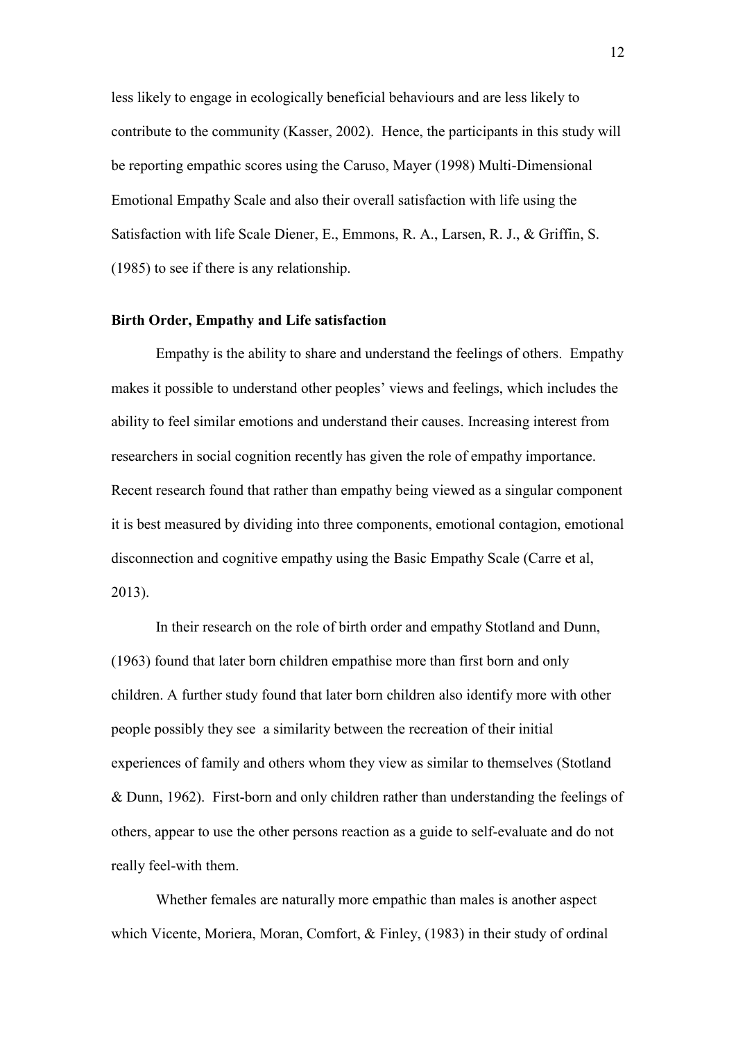less likely to engage in ecologically beneficial behaviours and are less likely to contribute to the community (Kasser, 2002). Hence, the participants in this study will be reporting empathic scores using the Caruso, Mayer (1998) Multi-Dimensional Emotional Empathy Scale and also their overall satisfaction with life using the Satisfaction with life Scale Diener, E., Emmons, R. A., Larsen, R. J., & Griffin, S. (1985) to see if there is any relationship.

**Birth Order, Empathy and Life satisfaction**

Empathy is the ability to share and understand the feelings of others. Empathy makes it possible to understand other peoples' views and feelings, which includes the ability to feel similar emotions and understand their causes. Increasing interest from researchers in social cognition recently has given the role of empathy importance. Recent research found that rather than empathy being viewed as a singular component it is best measured by dividing into three components, emotional contagion, emotional disconnection and cognitive empathy using the Basic Empathy Scale (Carre et al, 2013).

In their research on the role of birth order and empathy Stotland and Dunn, (1963) found that later born children empathise more than first born and only children. A further study found that later born children also identify more with other people possibly they see a similarity between the recreation of their initial experiences of family and others whom they view as similar to themselves (Stotland & Dunn, 1962). First-born and only children rather than understanding the feelings of others, appear to use the other persons reaction as a guide to self-evaluate and do not really feel-with them.

Whether females are naturally more empathic than males is another aspect which Vicente, Moriera, Moran, Comfort, & Finley, (1983) in their study of ordinal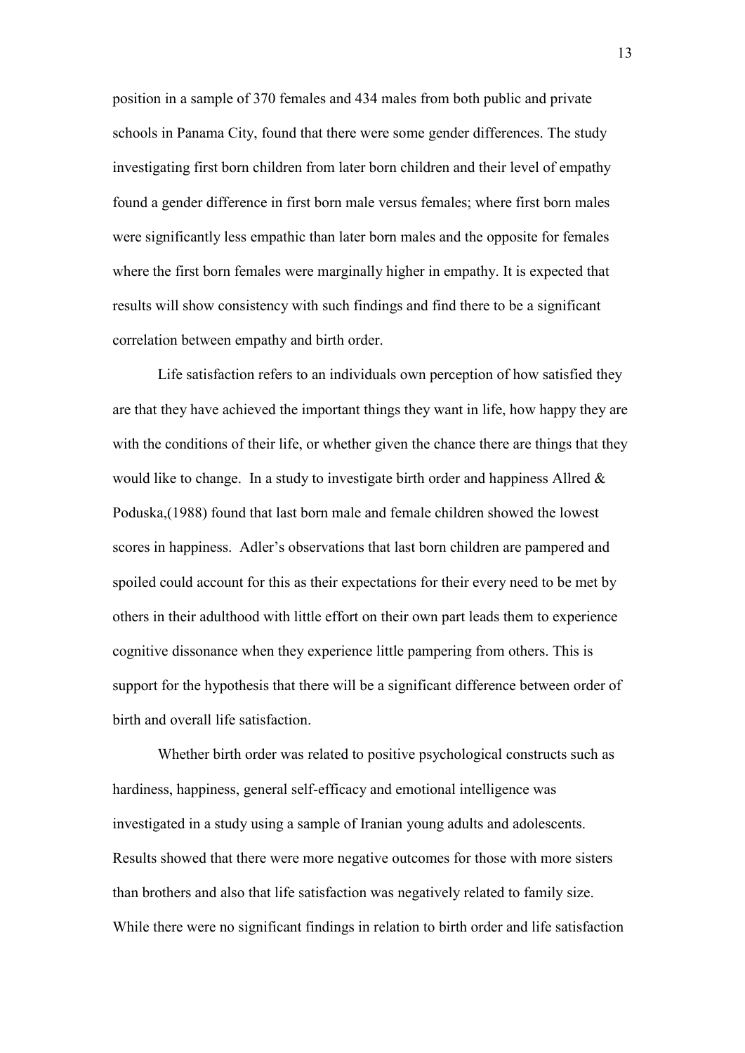position in a sample of 370 females and 434 males from both public and private schools in Panama City, found that there were some gender differences. The study investigating first born children from later born children and their level of empathy found a gender difference in first born male versus females; where first born males were significantly less empathic than later born males and the opposite for females where the first born females were marginally higher in empathy. It is expected that results will show consistency with such findings and find there to be a significant correlation between empathy and birth order.

Life satisfaction refers to an individuals own perception of how satisfied they are that they have achieved the important things they want in life, how happy they are with the conditions of their life, or whether given the chance there are things that they would like to change. In a study to investigate birth order and happiness Allred & Poduska,(1988) found that last born male and female children showed the lowest scores in happiness. Adler's observations that last born children are pampered and spoiled could account for this as their expectations for their every need to be met by others in their adulthood with little effort on their own part leads them to experience cognitive dissonance when they experience little pampering from others. This is support for the hypothesis that there will be a significant difference between order of birth and overall life satisfaction.

Whether birth order was related to positive psychological constructs such as hardiness, happiness, general self-efficacy and emotional intelligence was investigated in a study using a sample of Iranian young adults and adolescents. Results showed that there were more negative outcomes for those with more sisters than brothers and also that life satisfaction was negatively related to family size. While there were no significant findings in relation to birth order and life satisfaction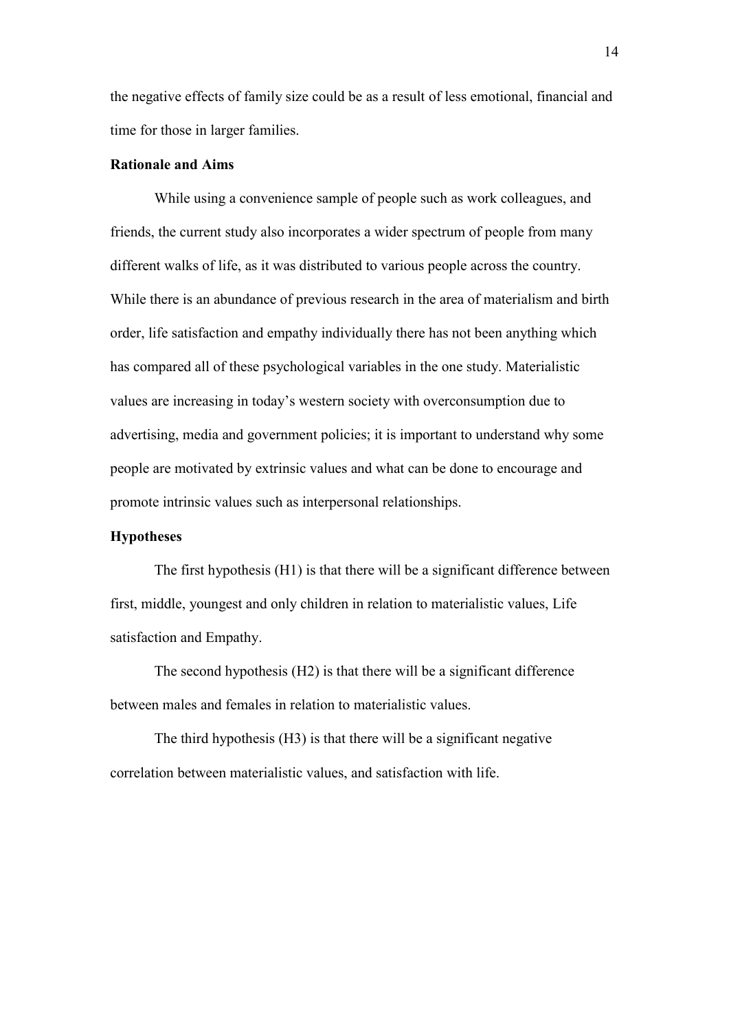the negative effects of family size could be as a result of less emotional, financial and time for those in larger families.

**Rationale and Aims**

While using a convenience sample of people such as work colleagues, and friends, the current study also incorporates a wider spectrum of people from many different walks of life, as it was distributed to various people across the country. While there is an abundance of previous research in the area of materialism and birth order, life satisfaction and empathy individually there has not been anything which has compared all of these psychological variables in the one study. Materialistic values are increasing in today's western society with overconsumption due to advertising, media and government policies; it is important to understand why some people are motivated by extrinsic values and what can be done to encourage and promote intrinsic values such as interpersonal relationships.

**Hypotheses**

The first hypothesis (H1) is that there will be a significant difference between first, middle, youngest and only children in relation to materialistic values, Life satisfaction and Empathy.

The second hypothesis (H2) is that there will be a significant difference between males and females in relation to materialistic values.

The third hypothesis (H3) is that there will be a significant negative correlation between materialistic values, and satisfaction with life.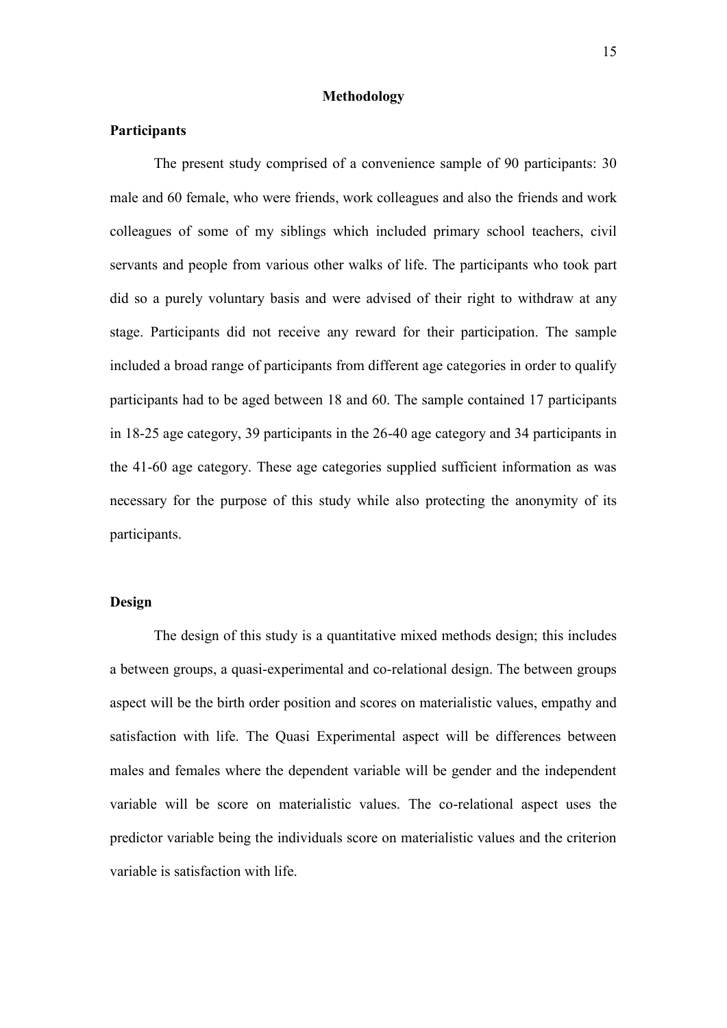# Methodology

## Participants

The present study comprised of a convenience sample of 90 participants: 30 male and 60 female, who were friends, work colleagues and also the friends and work colleagues of some of my siblings which included primary school teachers, civil servants and people from various other walks of life. The participants who took part did so a purely voluntary basis and were advised of their right to withdraw at any stage. Participants did not receive any reward for their participation. The sample included a broad range of participants from different age categories in order to qualify participants had to be aged between 18 and 60. The sample contained 17 participants in 18-25 age category, 39 participants in the 26-40 age category and 34 participants in the 41-60 age category. These age categories supplied sufficient information as was necessary for the purpose of this study while also protecting the anonymity of its participants.

## Design

The design of this study is a quantitative mixed methods design; this includes a between groups, a quasi-experimental and co-relational design. The between groups aspect will be the birth order position and scores on materialistic values, empathy and satisfaction with life. The Quasi Experimental aspect will be differences between males and females where the dependent variable will be gender and the independent variable will be score on materialistic values. The co-relational aspect uses the predictor variable being the individuals score on materialistic values and the criterion variable is satisfaction with life.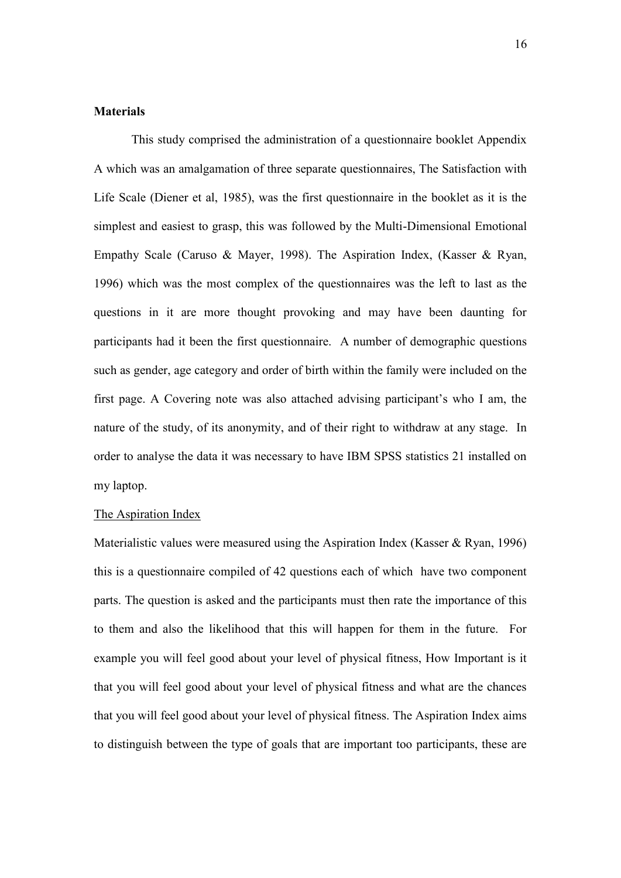**Materials**

This study comprised the administration of a questionnaire booklet Appendix A which was an amalgamation of three separate questionnaires, The Satisfaction with Life Scale (Diener et al, 1985), was the first questionnaire in the booklet as it is the simplest and easiest to grasp, this was followed by the Multi-Dimensional Emotional Empathy Scale (Caruso & Mayer, 1998). The Aspiration Index, (Kasser & Ryan, 1996) which was the most complex of the questionnaires was the left to last as the questions in it are more thought provoking and may have been daunting for participants had it been the first questionnaire. A number of demographic questions such as gender, age category and order of birth within the family were included on the first page. A Covering note was also attached advising participant's who I am, the nature of the study, of its anonymity, and of their right to withdraw at any stage. In order to analyse the data it was necessary to have IBM SPSS statistics 21 installed on my laptop.

<u>The Aspiration Index</u>

Materialistic values were measured using the Aspiration Index (Kasser & Ryan, 1996) this is a questionnaire compiled of 42 questions each of which have two component parts. The question is asked and the participants must then rate the importance of this to them and also the likelihood that this will happen for them in the future. For example you will feel good about your level of physical fitness, How Important is it that you will feel good about your level of physical fitness and what are the chances that you will feel good about your level of physical fitness. The Aspiration Index aims to distinguish between the type of goals that are important too participants, these are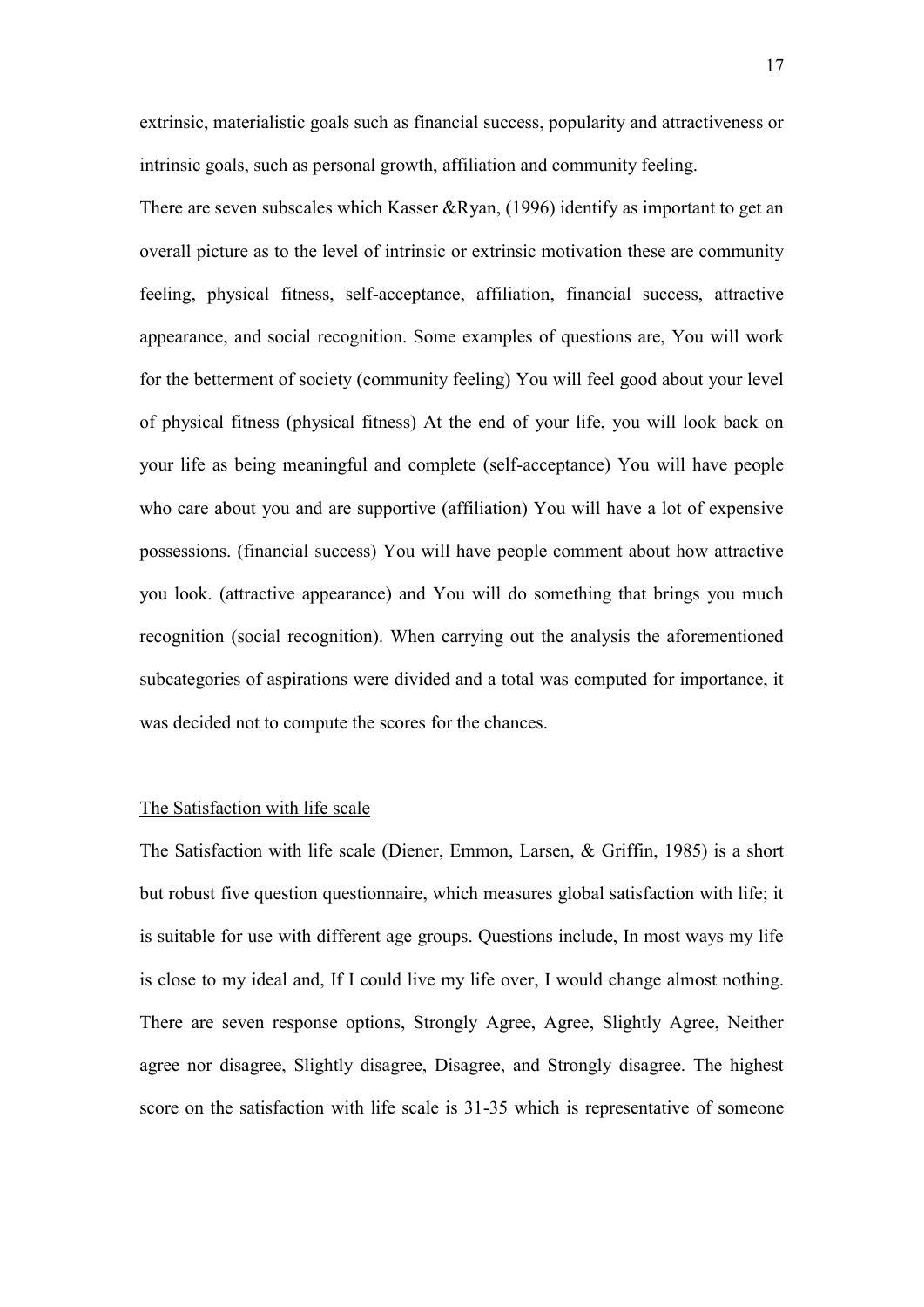extrinsic, materialistic goals such as financial success, popularity and attractiveness or intrinsic goals, such as personal growth, affiliation and community feeling.

There are seven subscales which Kasser &Ryan, (1996) identify as important to get an overall picture as to the level of intrinsic or extrinsic motivation these are community feeling, physical fitness, self-acceptance, affiliation, financial success, attractive appearance, and social recognition. Some examples of questions are, You will work for the betterment of society (community feeling) You will feel good about your level of physical fitness (physical fitness) At the end of your life, you will look back on your life as being meaningful and complete (self-acceptance) You will have people who care about you and are supportive (affiliation) You will have a lot of expensive possessions. (financial success) You will have people comment about how attractive you look. (attractive appearance) and You will do something that brings you much recognition (social recognition). When carrying out the analysis the aforementioned subcategories of aspirations were divided and a total was computed for importance, it was decided not to compute the scores for the chances.

<u>The Satisfaction with life scale</u>

The Satisfaction with life scale (Diener, Emmon, Larsen, & Griffin, 1985) is a short but robust five question questionnaire, which measures global satisfaction with life; it is suitable for use with different age groups. Questions include, In most ways my life is close to my ideal and, If I could live my life over, I would change almost nothing. There are seven response options, Strongly Agree, Agree, Slightly Agree, Neither agree nor disagree, Slightly disagree, Disagree, and Strongly disagree. The highest score on the satisfaction with life scale is 31-35 which is representative of someone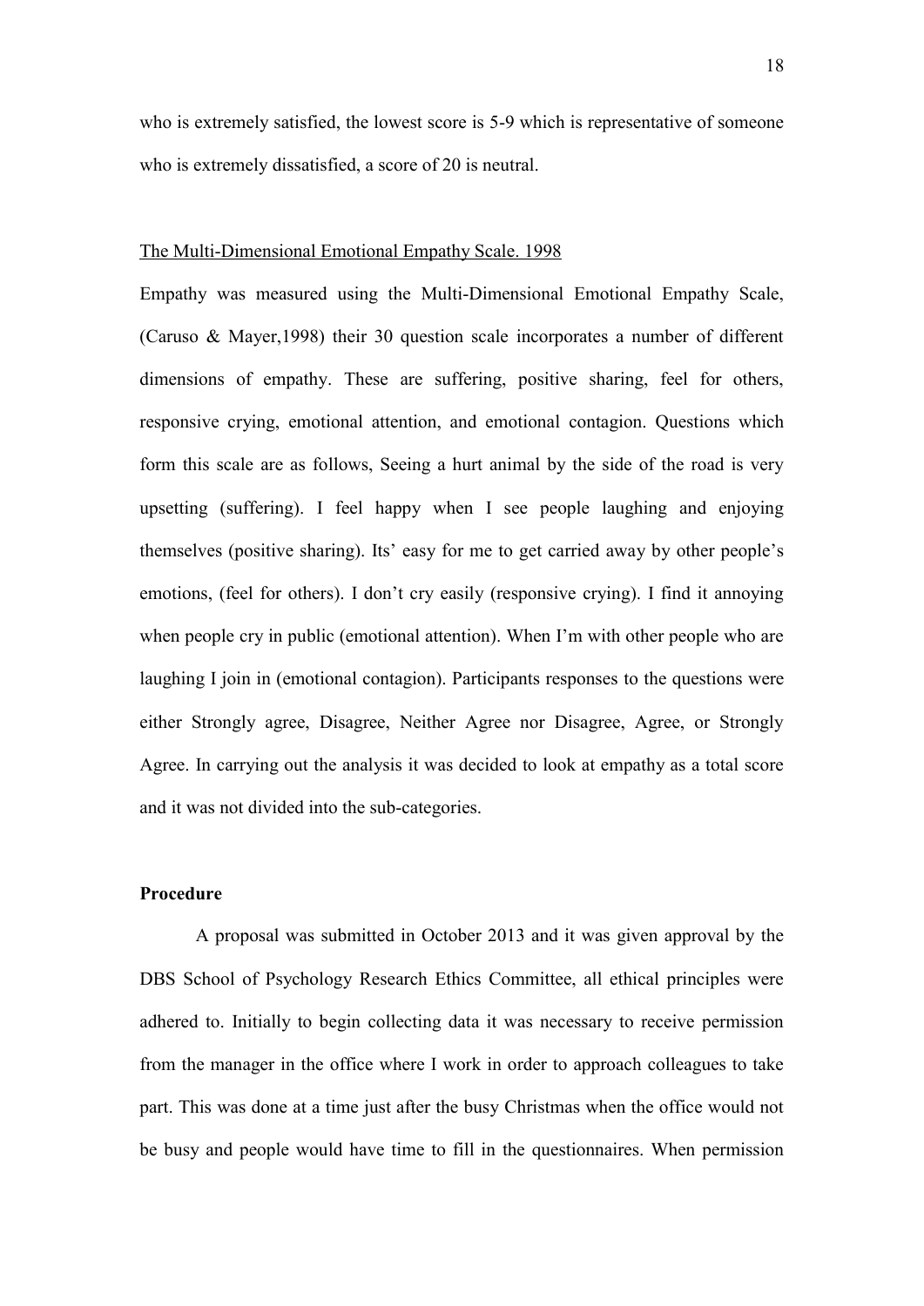who is extremely satisfied, the lowest score is 5-9 which is representative of someone who is extremely dissatisfied, a score of 20 is neutral.

The Multi-Dimensional Emotional Empathy Scale. 1998

Empathy was measured using the Multi-Dimensional Emotional Empathy Scale, (Caruso & Mayer,1998) their 30 question scale incorporates a number of different dimensions of empathy. These are suffering, positive sharing, feel for others, responsive crying, emotional attention, and emotional contagion. Questions which form this scale are as follows, Seeing a hurt animal by the side of the road is very upsetting (suffering). I feel happy when I see people laughing and enjoying themselves (positive sharing). Its' easy for me to get carried away by other people's emotions, (feel for others). I don't cry easily (responsive crying). I find it annoying when people cry in public (emotional attention). When I'm with other people who are laughing I join in (emotional contagion). Participants responses to the questions were either Strongly agree, Disagree, Neither Agree nor Disagree, Agree, or Strongly Agree. In carrying out the analysis it was decided to look at empathy as a total score and it was not divided into the sub-categories.

**Procedure**

A proposal was submitted in October 2013 and it was given approval by the DBS School of Psychology Research Ethics Committee, all ethical principles were adhered to. Initially to begin collecting data it was necessary to receive permission from the manager in the office where I work in order to approach colleagues to take part. This was done at a time just after the busy Christmas when the office would not be busy and people would have time to fill in the questionnaires. When permission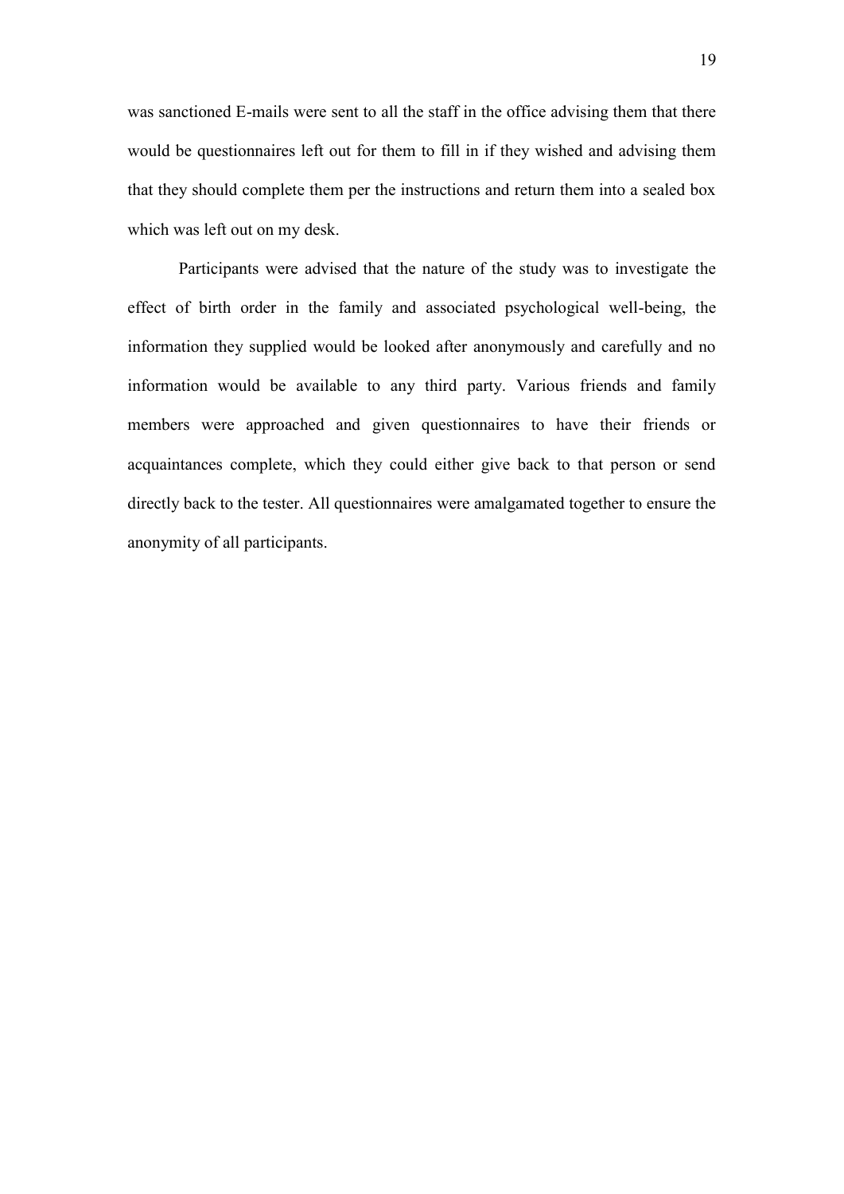was sanctioned E-mails were sent to all the staff in the office advising them that there would be questionnaires left out for them to fill in if they wished and advising them that they should complete them per the instructions and return them into a sealed box which was left out on my desk.

Participants were advised that the nature of the study was to investigate the effect of birth order in the family and associated psychological well-being, the information they supplied would be looked after anonymously and carefully and no information would be available to any third party. Various friends and family members were approached and given questionnaires to have their friends or acquaintances complete, which they could either give back to that person or send directly back to the tester. All questionnaires were amalgamated together to ensure the anonymity of all participants.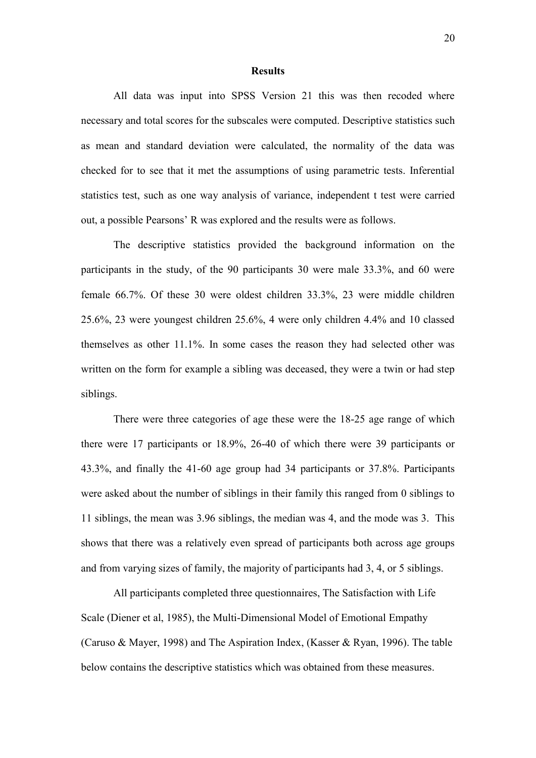## Results

All data was input into SPSS Version 21 this was then recoded where necessary and total scores for the subscales were computed. Descriptive statistics such as mean and standard deviation were calculated, the normality of the data was checked for to see that it met the assumptions of using parametric tests. Inferential statistics test, such as one way analysis of variance, independent t test were carried out, a possible Pearsons' R was explored and the results were as follows.

The descriptive statistics provided the background information on the participants in the study, of the 90 participants 30 were male 33.3%, and 60 were female 66.7%. Of these 30 were oldest children 33.3%, 23 were middle children 25.6%, 23 were youngest children 25.6%, 4 were only children 4.4% and 10 classed themselves as other 11.1%. In some cases the reason they had selected other was written on the form for example a sibling was deceased, they were a twin or had step siblings.

There were three categories of age these were the 18-25 age range of which there were 17 participants or 18.9%, 26-40 of which there were 39 participants or 43.3%, and finally the 41-60 age group had 34 participants or 37.8%. Participants were asked about the number of siblings in their family this ranged from 0 siblings to 11 siblings, the mean was 3.96 siblings, the median was 4, and the mode was 3. This shows that there was a relatively even spread of participants both across age groups and from varying sizes of family, the majority of participants had 3, 4, or 5 siblings.

All participants completed three questionnaires, The Satisfaction with Life Scale (Diener et al, 1985), the Multi-Dimensional Model of Emotional Empathy (Caruso & Mayer, 1998) and The Aspiration Index, (Kasser & Ryan, 1996). The table below contains the descriptive statistics which was obtained from these measures.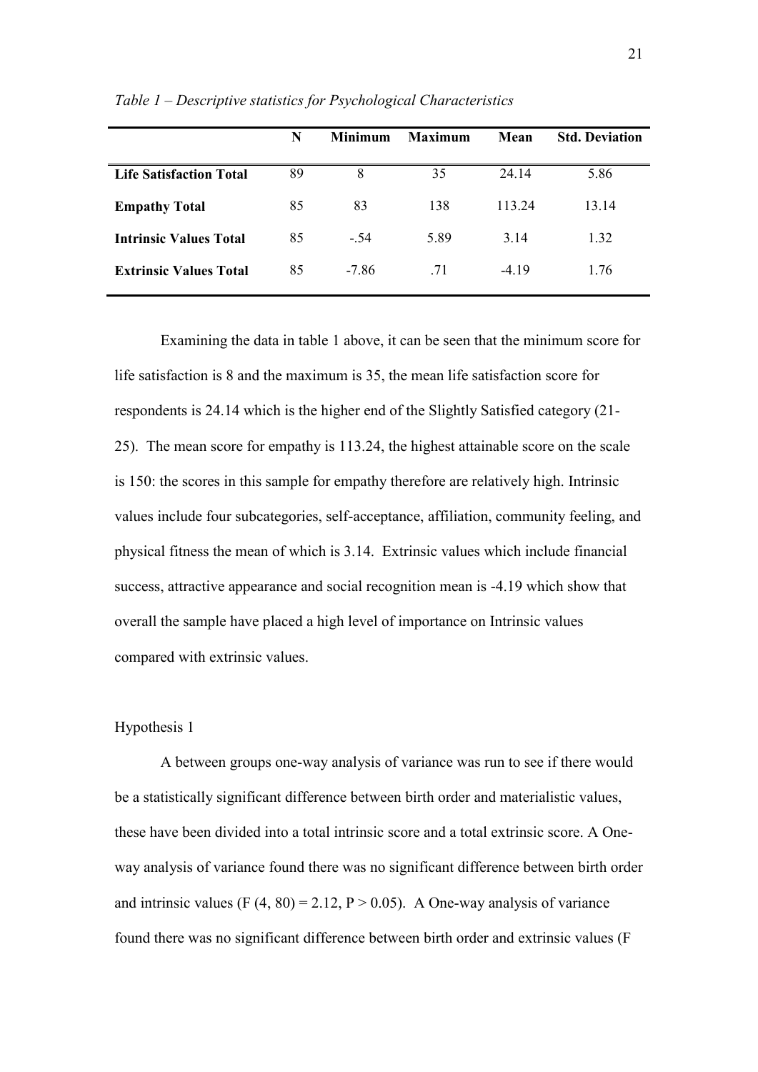*Table 1 – Descriptive statistics for Psychological Characteristics*

| | N | Minimum | Maximum | Mean | Std. Deviation |
|---|---|---|---|---|---|
| **Life Satisfaction Total** | 89 | 8 | 35 | 24.14 | 5.86 |
| **Empathy Total** | 85 | 83 | 138 | 113.24 | 13.14 |
| **Intrinsic Values Total** | 85 | -.54 | 5.89 | 3.14 | 1.32 |
| **Extrinsic Values Total** | 85 | -7.86 | .71 | -4.19 | 1.76 |

Examining the data in table 1 above, it can be seen that the minimum score for life satisfaction is 8 and the maximum is 35, the mean life satisfaction score for respondents is 24.14 which is the higher end of the Slightly Satisfied category (21-25). The mean score for empathy is 113.24, the highest attainable score on the scale is 150: the scores in this sample for empathy therefore are relatively high. Intrinsic values include four subcategories, self-acceptance, affiliation, community feeling, and physical fitness the mean of which is 3.14. Extrinsic values which include financial success, attractive appearance and social recognition mean is -4.19 which show that overall the sample have placed a high level of importance on Intrinsic values compared with extrinsic values.

Hypothesis 1

A between groups one-way analysis of variance was run to see if there would be a statistically significant difference between birth order and materialistic values, these have been divided into a total intrinsic score and a total extrinsic score. A One-way analysis of variance found there was no significant difference between birth order and intrinsic values ($F(4, 80) = 2.12$, $P > 0.05$). A One-way analysis of variance found there was no significant difference between birth order and extrinsic values (F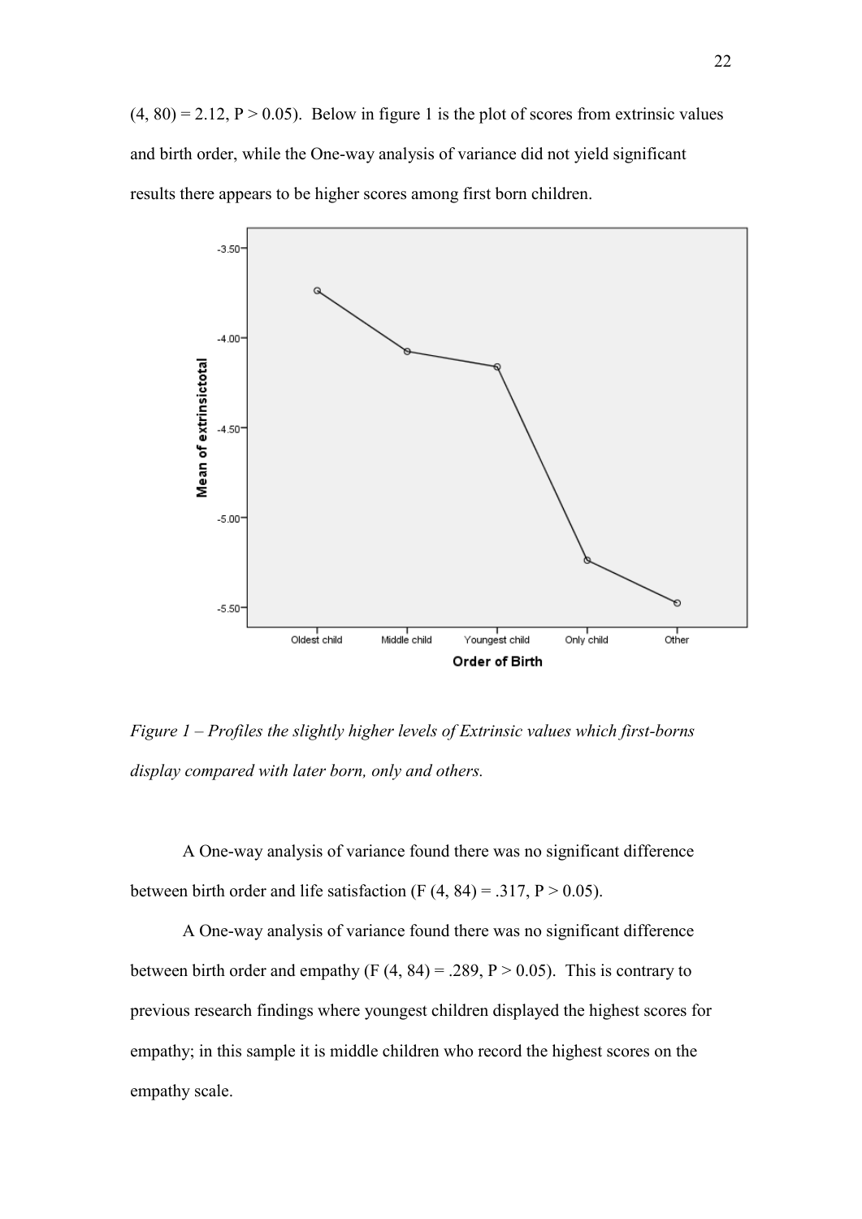(4, 80) = 2.12, P > 0.05). Below in figure 1 is the plot of scores from extrinsic values and birth order, while the One-way analysis of variance did not yield significant results there appears to be higher scores among first born children.

*Figure 1 – Profiles the slightly higher levels of Extrinsic values which first-borns display compared with later born, only and others.*

A One-way analysis of variance found there was no significant difference between birth order and life satisfaction (F (4, 84) = .317, P > 0.05).

A One-way analysis of variance found there was no significant difference between birth order and empathy (F (4, 84) = .289, P > 0.05). This is contrary to previous research findings where youngest children displayed the highest scores for empathy; in this sample it is middle children who record the highest scores on the empathy scale.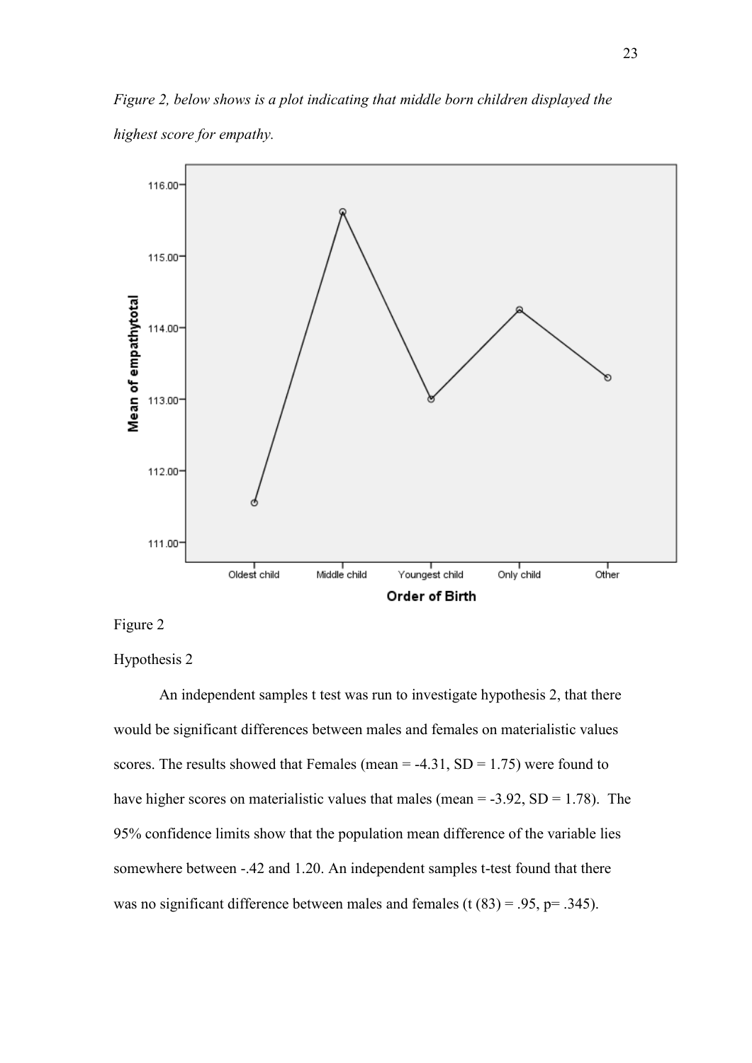*Figure 2, below shows is a plot indicating that middle born children displayed the highest score for empathy.*

Figure 2

Hypothesis 2

An independent samples t test was run to investigate hypothesis 2, that there would be significant differences between males and females on materialistic values scores. The results showed that Females (mean = -4.31, SD = 1.75) were found to have higher scores on materialistic values that males (mean = -3.92, SD = 1.78). The 95% confidence limits show that the population mean difference of the variable lies somewhere between -.42 and 1.20. An independent samples t-test found that there was no significant difference between males and females ($t(83) = .95$, $p = .345$).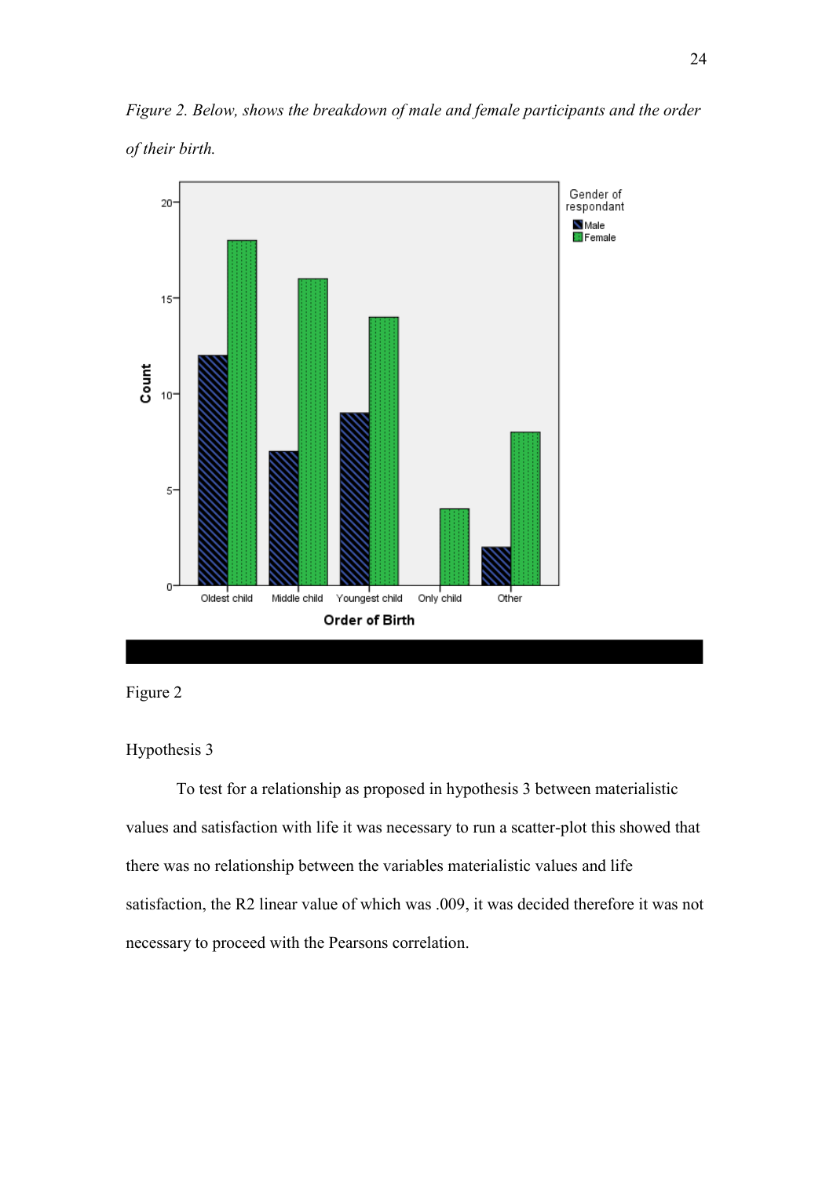*Figure 2. Below, shows the breakdown of male and female participants and the order of their birth.*

Figure 2

Hypothesis 3

To test for a relationship as proposed in hypothesis 3 between materialistic values and satisfaction with life it was necessary to run a scatter-plot this showed that there was no relationship between the variables materialistic values and life satisfaction, the R2 linear value of which was .009, it was decided therefore it was not necessary to proceed with the Pearsons correlation.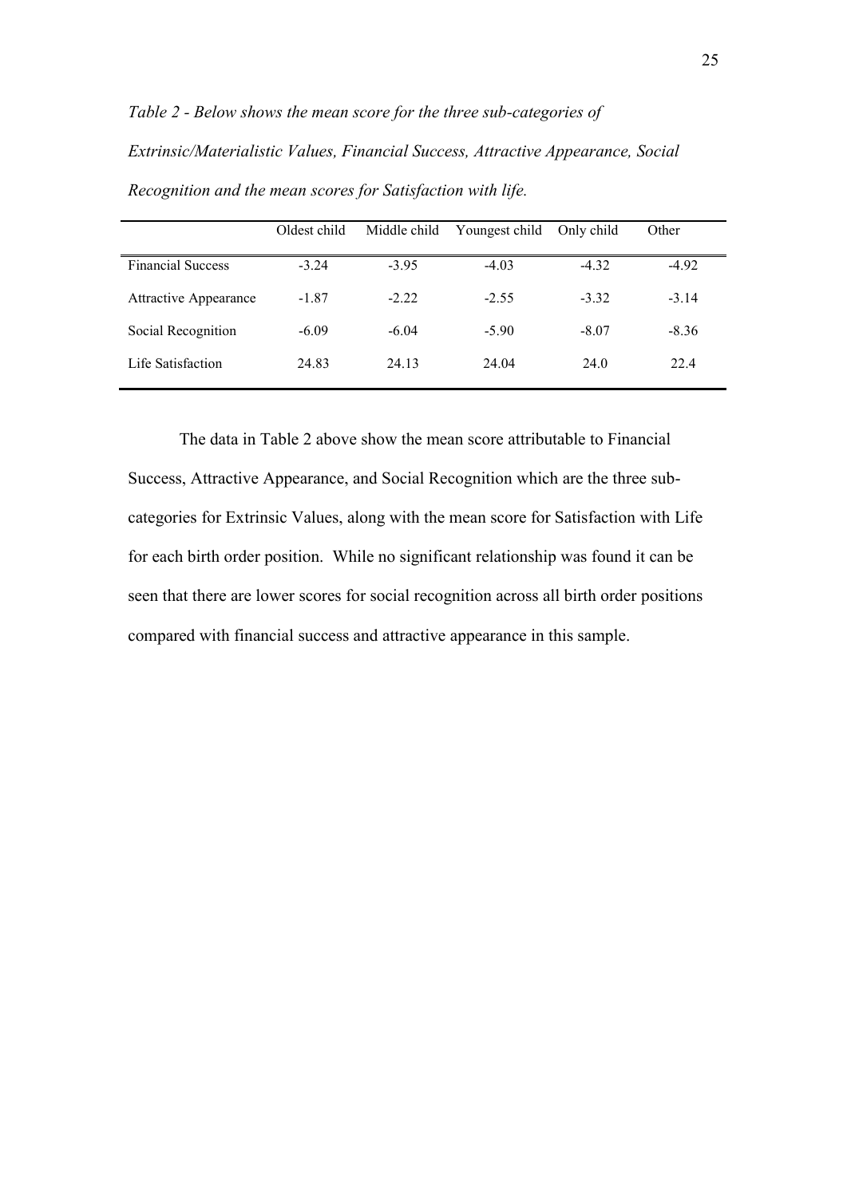*Table 2 - Below shows the mean score for the three sub-categories of Extrinsic/Materialistic Values, Financial Success, Attractive Appearance, Social Recognition and the mean scores for Satisfaction with life.*

| | Oldest child | Middle child | Youngest child | Only child | Other |
|---|---|---|---|---|---|
| Financial Success | -3.24 | -3.95 | -4.03 | -4.32 | -4.92 |
| Attractive Appearance | -1.87 | -2.22 | -2.55 | -3.32 | -3.14 |
| Social Recognition | -6.09 | -6.04 | -5.90 | -8.07 | -8.36 |
| Life Satisfaction | 24.83 | 24.13 | 24.04 | 24.0 | 22.4 |

The data in Table 2 above show the mean score attributable to Financial Success, Attractive Appearance, and Social Recognition which are the three sub-categories for Extrinsic Values, along with the mean score for Satisfaction with Life for each birth order position. While no significant relationship was found it can be seen that there are lower scores for social recognition across all birth order positions compared with financial success and attractive appearance in this sample.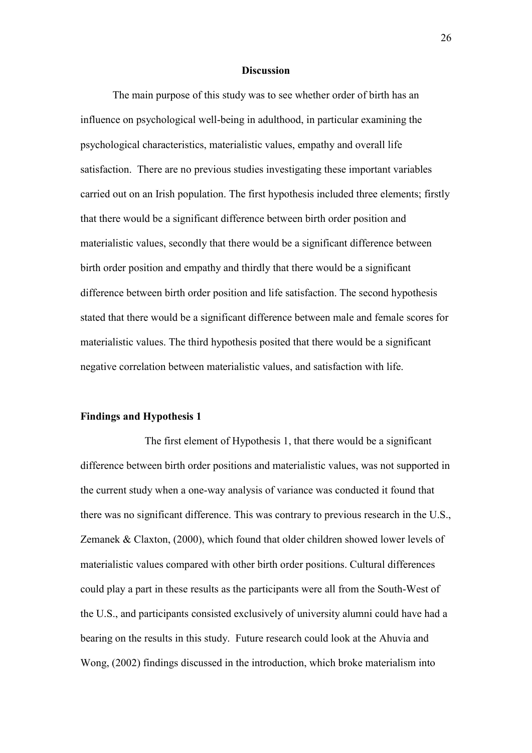## Discussion

The main purpose of this study was to see whether order of birth has an influence on psychological well-being in adulthood, in particular examining the psychological characteristics, materialistic values, empathy and overall life satisfaction. There are no previous studies investigating these important variables carried out on an Irish population. The first hypothesis included three elements; firstly that there would be a significant difference between birth order position and materialistic values, secondly that there would be a significant difference between birth order position and empathy and thirdly that there would be a significant difference between birth order position and life satisfaction. The second hypothesis stated that there would be a significant difference between male and female scores for materialistic values. The third hypothesis posited that there would be a significant negative correlation between materialistic values, and satisfaction with life.

### Findings and Hypothesis 1

The first element of Hypothesis 1, that there would be a significant difference between birth order positions and materialistic values, was not supported in the current study when a one-way analysis of variance was conducted it found that there was no significant difference. This was contrary to previous research in the U.S., Zemanek & Claxton, (2000), which found that older children showed lower levels of materialistic values compared with other birth order positions. Cultural differences could play a part in these results as the participants were all from the South-West of the U.S., and participants consisted exclusively of university alumni could have had a bearing on the results in this study. Future research could look at the Ahuvia and Wong, (2002) findings discussed in the introduction, which broke materialism into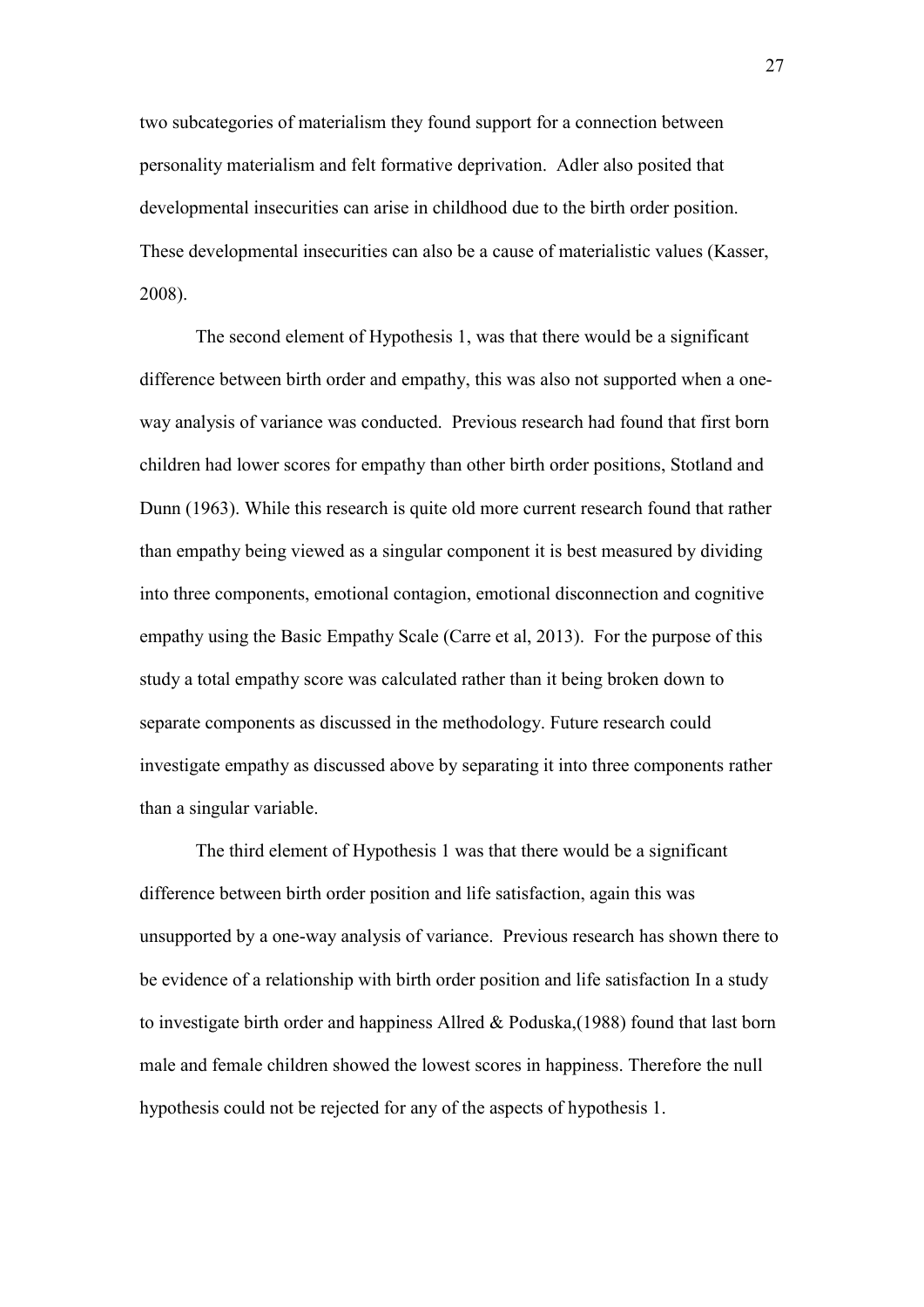two subcategories of materialism they found support for a connection between personality materialism and felt formative deprivation. Adler also posited that developmental insecurities can arise in childhood due to the birth order position. These developmental insecurities can also be a cause of materialistic values (Kasser, 2008).

The second element of Hypothesis 1, was that there would be a significant difference between birth order and empathy, this was also not supported when a one-way analysis of variance was conducted. Previous research had found that first born children had lower scores for empathy than other birth order positions, Stotland and Dunn (1963). While this research is quite old more current research found that rather than empathy being viewed as a singular component it is best measured by dividing into three components, emotional contagion, emotional disconnection and cognitive empathy using the Basic Empathy Scale (Carre et al, 2013). For the purpose of this study a total empathy score was calculated rather than it being broken down to separate components as discussed in the methodology. Future research could investigate empathy as discussed above by separating it into three components rather than a singular variable.

The third element of Hypothesis 1 was that there would be a significant difference between birth order position and life satisfaction, again this was unsupported by a one-way analysis of variance. Previous research has shown there to be evidence of a relationship with birth order position and life satisfaction In a study to investigate birth order and happiness Allred & Poduska,(1988) found that last born male and female children showed the lowest scores in happiness. Therefore the null hypothesis could not be rejected for any of the aspects of hypothesis 1.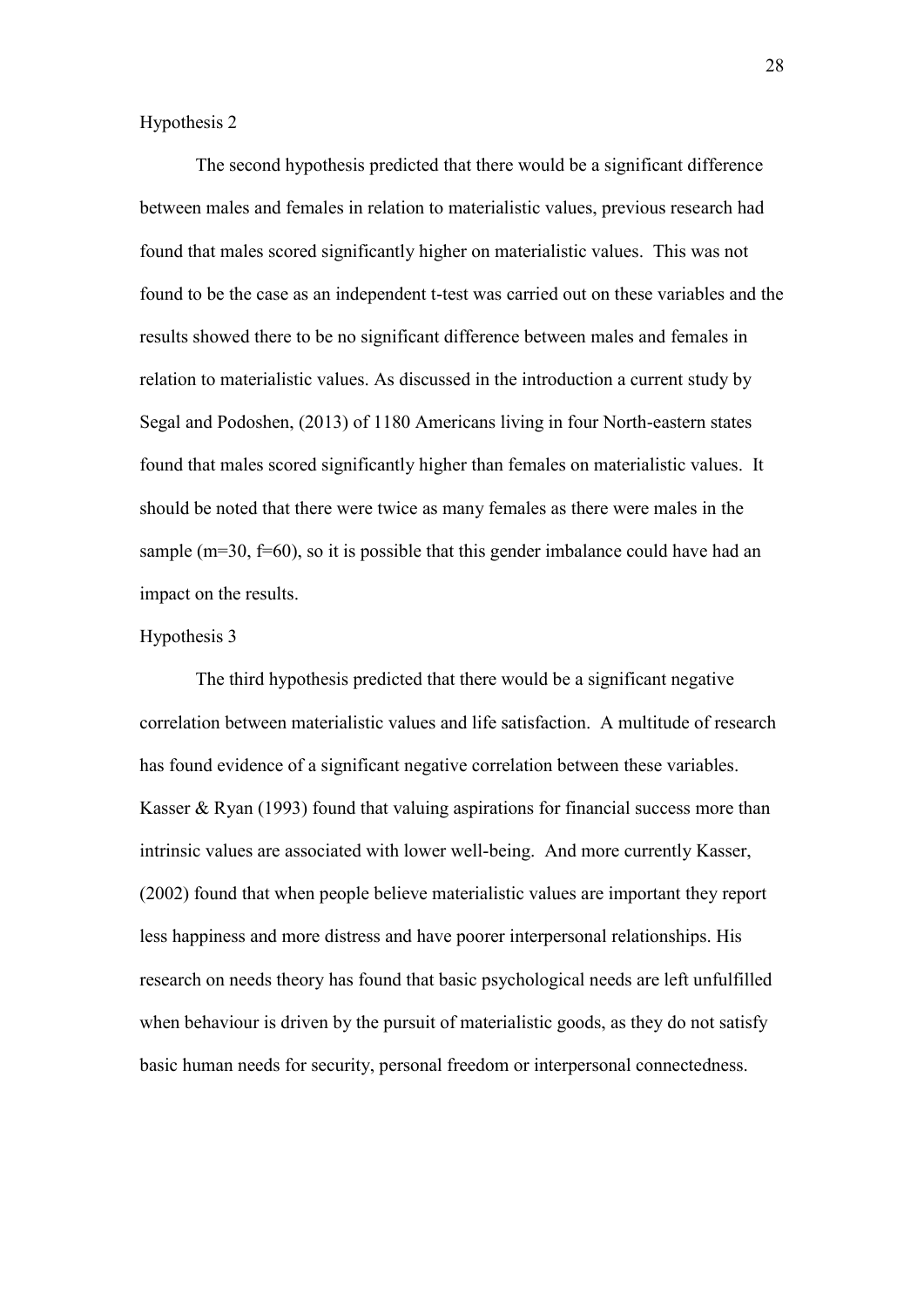Hypothesis 2

The second hypothesis predicted that there would be a significant difference between males and females in relation to materialistic values, previous research had found that males scored significantly higher on materialistic values. This was not found to be the case as an independent t-test was carried out on these variables and the results showed there to be no significant difference between males and females in relation to materialistic values. As discussed in the introduction a current study by Segal and Podoshen, (2013) of 1180 Americans living in four North-eastern states found that males scored significantly higher than females on materialistic values. It should be noted that there were twice as many females as there were males in the sample (m=30, f=60), so it is possible that this gender imbalance could have had an impact on the results.

Hypothesis 3

The third hypothesis predicted that there would be a significant negative correlation between materialistic values and life satisfaction. A multitude of research has found evidence of a significant negative correlation between these variables. Kasser & Ryan (1993) found that valuing aspirations for financial success more than intrinsic values are associated with lower well-being. And more currently Kasser, (2002) found that when people believe materialistic values are important they report less happiness and more distress and have poorer interpersonal relationships. His research on needs theory has found that basic psychological needs are left unfulfilled when behaviour is driven by the pursuit of materialistic goods, as they do not satisfy basic human needs for security, personal freedom or interpersonal connectedness.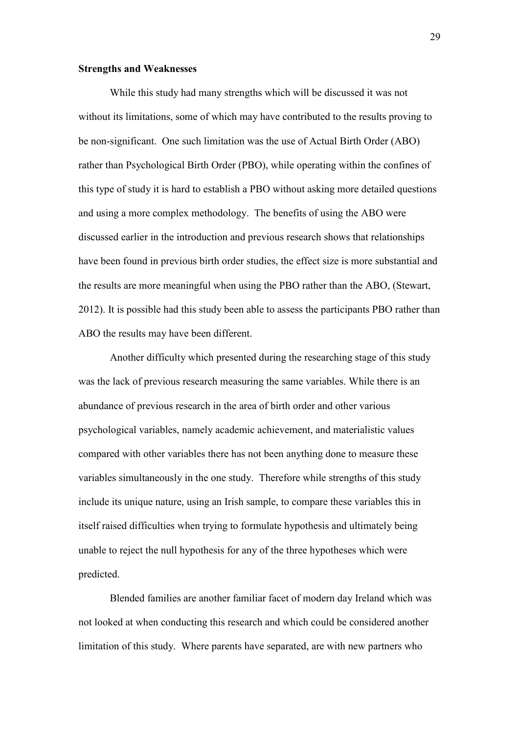**Strengths and Weaknesses**

While this study had many strengths which will be discussed it was not without its limitations, some of which may have contributed to the results proving to be non-significant. One such limitation was the use of Actual Birth Order (ABO) rather than Psychological Birth Order (PBO), while operating within the confines of this type of study it is hard to establish a PBO without asking more detailed questions and using a more complex methodology. The benefits of using the ABO were discussed earlier in the introduction and previous research shows that relationships have been found in previous birth order studies, the effect size is more substantial and the results are more meaningful when using the PBO rather than the ABO, (Stewart, 2012). It is possible had this study been able to assess the participants PBO rather than ABO the results may have been different.

Another difficulty which presented during the researching stage of this study was the lack of previous research measuring the same variables. While there is an abundance of previous research in the area of birth order and other various psychological variables, namely academic achievement, and materialistic values compared with other variables there has not been anything done to measure these variables simultaneously in the one study. Therefore while strengths of this study include its unique nature, using an Irish sample, to compare these variables this in itself raised difficulties when trying to formulate hypothesis and ultimately being unable to reject the null hypothesis for any of the three hypotheses which were predicted.

Blended families are another familiar facet of modern day Ireland which was not looked at when conducting this research and which could be considered another limitation of this study. Where parents have separated, are with new partners who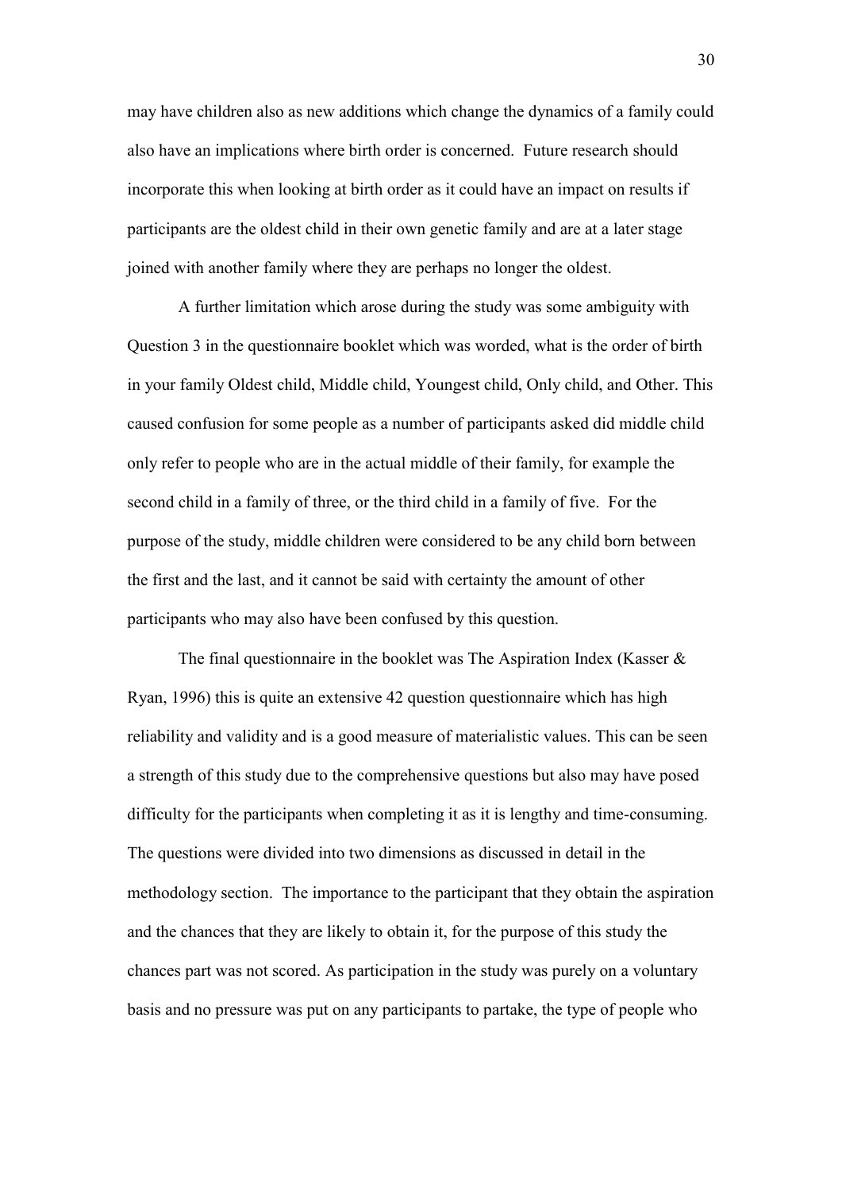may have children also as new additions which change the dynamics of a family could also have an implications where birth order is concerned. Future research should incorporate this when looking at birth order as it could have an impact on results if participants are the oldest child in their own genetic family and are at a later stage joined with another family where they are perhaps no longer the oldest.

A further limitation which arose during the study was some ambiguity with Question 3 in the questionnaire booklet which was worded, what is the order of birth in your family Oldest child, Middle child, Youngest child, Only child, and Other. This caused confusion for some people as a number of participants asked did middle child only refer to people who are in the actual middle of their family, for example the second child in a family of three, or the third child in a family of five. For the purpose of the study, middle children were considered to be any child born between the first and the last, and it cannot be said with certainty the amount of other participants who may also have been confused by this question.

The final questionnaire in the booklet was The Aspiration Index (Kasser & Ryan, 1996) this is quite an extensive 42 question questionnaire which has high reliability and validity and is a good measure of materialistic values. This can be seen a strength of this study due to the comprehensive questions but also may have posed difficulty for the participants when completing it as it is lengthy and time-consuming. The questions were divided into two dimensions as discussed in detail in the methodology section. The importance to the participant that they obtain the aspiration and the chances that they are likely to obtain it, for the purpose of this study the chances part was not scored. As participation in the study was purely on a voluntary basis and no pressure was put on any participants to partake, the type of people who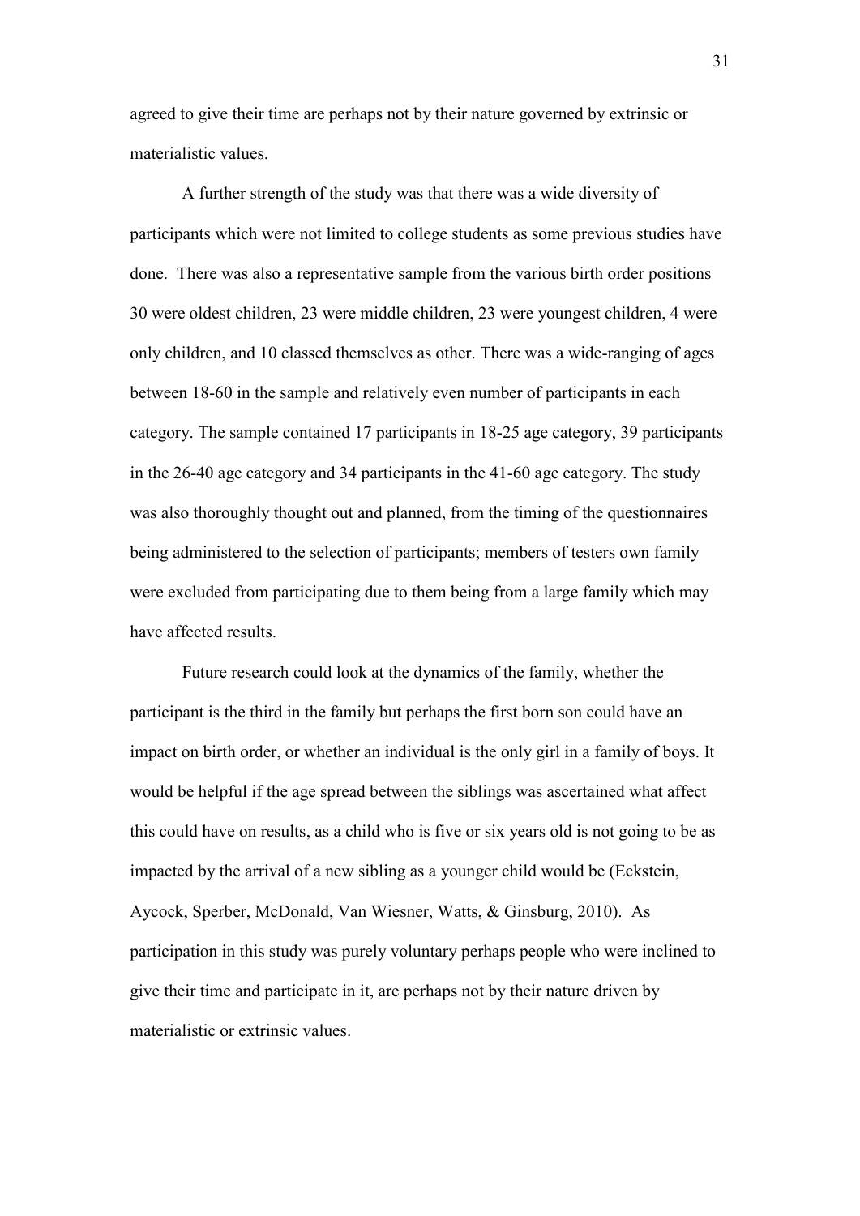agreed to give their time are perhaps not by their nature governed by extrinsic or materialistic values.

A further strength of the study was that there was a wide diversity of participants which were not limited to college students as some previous studies have done. There was also a representative sample from the various birth order positions 30 were oldest children, 23 were middle children, 23 were youngest children, 4 were only children, and 10 classed themselves as other. There was a wide-ranging of ages between 18-60 in the sample and relatively even number of participants in each category. The sample contained 17 participants in 18-25 age category, 39 participants in the 26-40 age category and 34 participants in the 41-60 age category. The study was also thoroughly thought out and planned, from the timing of the questionnaires being administered to the selection of participants; members of testers own family were excluded from participating due to them being from a large family which may have affected results.

Future research could look at the dynamics of the family, whether the participant is the third in the family but perhaps the first born son could have an impact on birth order, or whether an individual is the only girl in a family of boys. It would be helpful if the age spread between the siblings was ascertained what affect this could have on results, as a child who is five or six years old is not going to be as impacted by the arrival of a new sibling as a younger child would be (Eckstein, Aycock, Sperber, McDonald, Van Wiesner, Watts, & Ginsburg, 2010). As participation in this study was purely voluntary perhaps people who were inclined to give their time and participate in it, are perhaps not by their nature driven by materialistic or extrinsic values.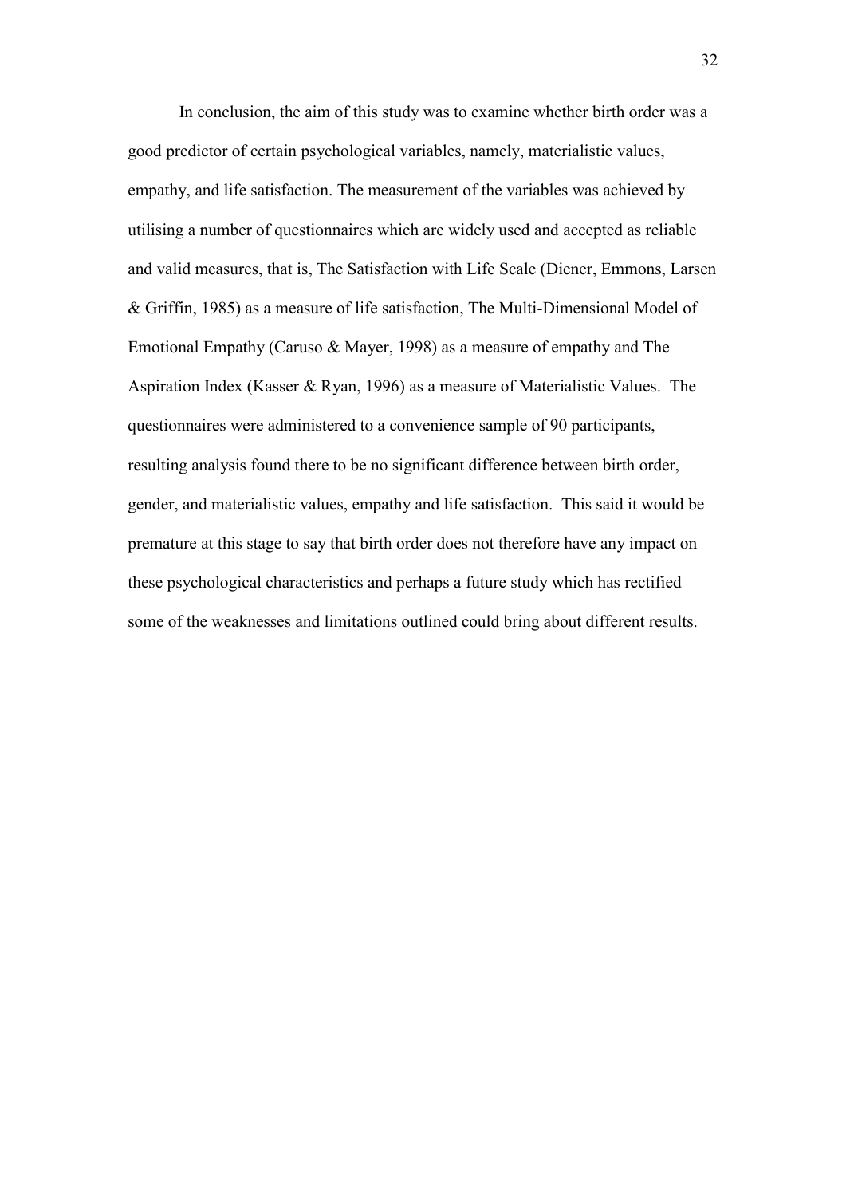In conclusion, the aim of this study was to examine whether birth order was a good predictor of certain psychological variables, namely, materialistic values, empathy, and life satisfaction. The measurement of the variables was achieved by utilising a number of questionnaires which are widely used and accepted as reliable and valid measures, that is, The Satisfaction with Life Scale (Diener, Emmons, Larsen & Griffin, 1985) as a measure of life satisfaction, The Multi-Dimensional Model of Emotional Empathy (Caruso & Mayer, 1998) as a measure of empathy and The Aspiration Index (Kasser & Ryan, 1996) as a measure of Materialistic Values. The questionnaires were administered to a convenience sample of 90 participants, resulting analysis found there to be no significant difference between birth order, gender, and materialistic values, empathy and life satisfaction. This said it would be premature at this stage to say that birth order does not therefore have any impact on these psychological characteristics and perhaps a future study which has rectified some of the weaknesses and limitations outlined could bring about different results.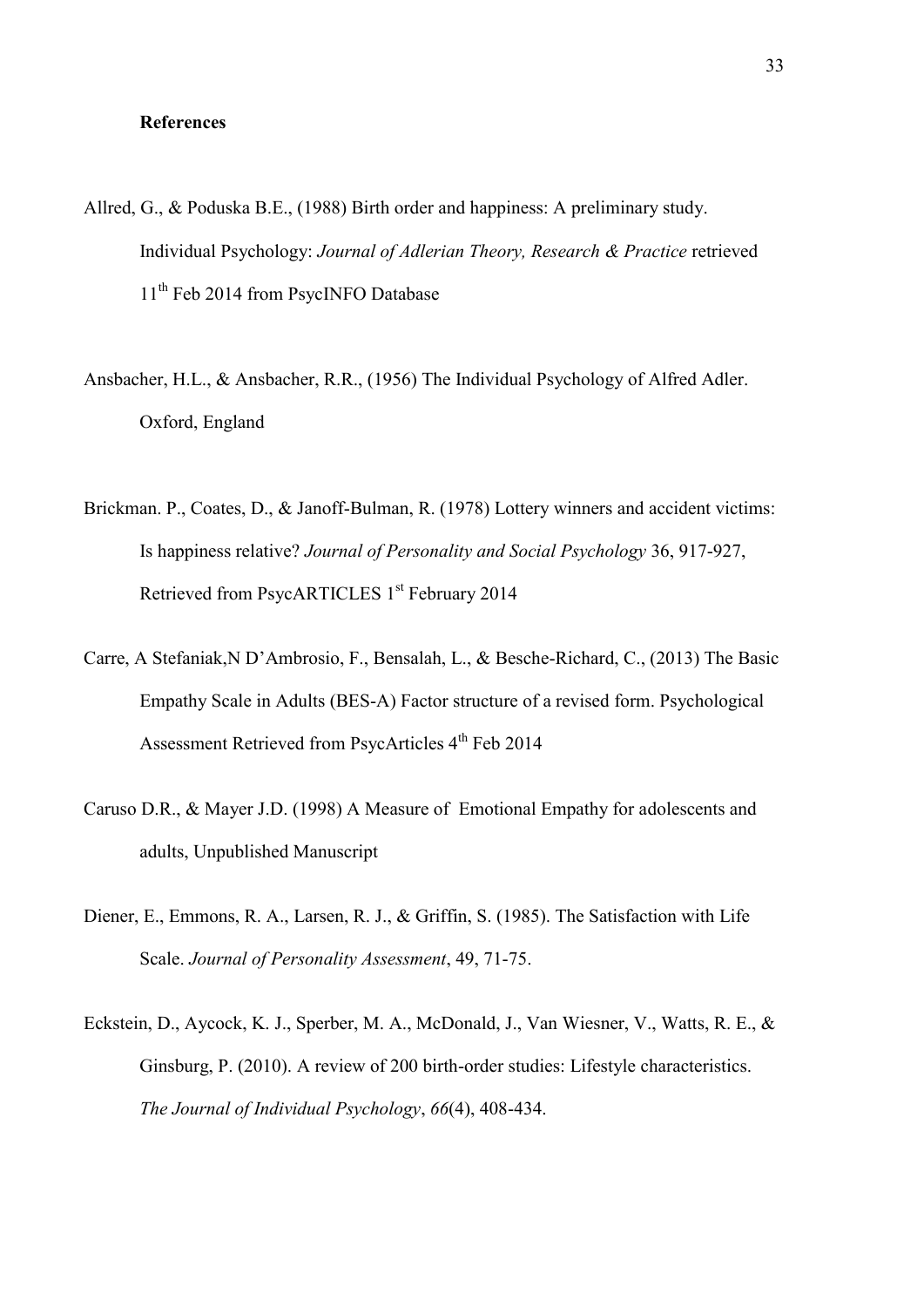**References**

Allred, G., & Poduska B.E., (1988) Birth order and happiness: A preliminary study. Individual Psychology: *Journal of Adlerian Theory, Research & Practice* retrieved 11th Feb 2014 from PsycINFO Database

Ansbacher, H.L., & Ansbacher, R.R., (1956) The Individual Psychology of Alfred Adler. Oxford, England

Brickman. P., Coates, D., & Janoff-Bulman, R. (1978) Lottery winners and accident victims: Is happiness relative? *Journal of Personality and Social Psychology* 36, 917-927, Retrieved from PsycARTICLES 1st February 2014

Carre, A Stefaniak,N D'Ambrosio, F., Bensalah, L., & Besche-Richard, C., (2013) The Basic Empathy Scale in Adults (BES-A) Factor structure of a revised form. Psychological Assessment Retrieved from PsycArticles 4th Feb 2014

Caruso D.R., & Mayer J.D. (1998) A Measure of Emotional Empathy for adolescents and adults, Unpublished Manuscript

Diener, E., Emmons, R. A., Larsen, R. J., & Griffin, S. (1985). The Satisfaction with Life Scale. *Journal of Personality Assessment*, 49, 71-75.

Eckstein, D., Aycock, K. J., Sperber, M. A., McDonald, J., Van Wiesner, V., Watts, R. E., & Ginsburg, P. (2010). A review of 200 birth-order studies: Lifestyle characteristics. *The Journal of Individual Psychology*, *66*(4), 408-434.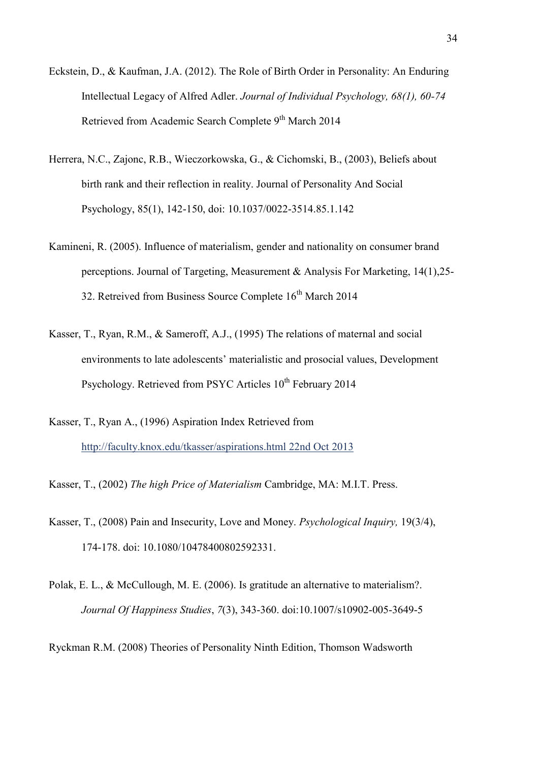Eckstein, D., & Kaufman, J.A. (2012). The Role of Birth Order in Personality: An Enduring Intellectual Legacy of Alfred Adler. *Journal of Individual Psychology, 68(1), 60-74* Retrieved from Academic Search Complete 9th March 2014

Herrera, N.C., Zajonc, R.B., Wieczorkowska, G., & Cichomski, B., (2003), Beliefs about birth rank and their reflection in reality. Journal of Personality And Social Psychology, 85(1), 142-150, doi: 10.1037/0022-3514.85.1.142

Kamineni, R. (2005). Influence of materialism, gender and nationality on consumer brand perceptions. Journal of Targeting, Measurement & Analysis For Marketing, 14(1),25-32. Retreived from Business Source Complete 16th March 2014

Kasser, T., Ryan, R.M., & Sameroff, A.J., (1995) The relations of maternal and social environments to late adolescents' materialistic and prosocial values, Development Psychology. Retrieved from PSYC Articles 10th February 2014

Kasser, T., Ryan A., (1996) Aspiration Index Retrieved from http://faculty.knox.edu/tkasser/aspirations.html 22nd Oct 2013

Kasser, T., (2002) *The high Price of Materialism* Cambridge, MA: M.I.T. Press.

Kasser, T., (2008) Pain and Insecurity, Love and Money. *Psychological Inquiry,* 19(3/4), 174-178. doi: 10.1080/10478400802592331.

Polak, E. L., & McCullough, M. E. (2006). Is gratitude an alternative to materialism?. *Journal Of Happiness Studies*, *7*(3), 343-360. doi:10.1007/s10902-005-3649-5

Ryckman R.M. (2008) Theories of Personality Ninth Edition, Thomson Wadsworth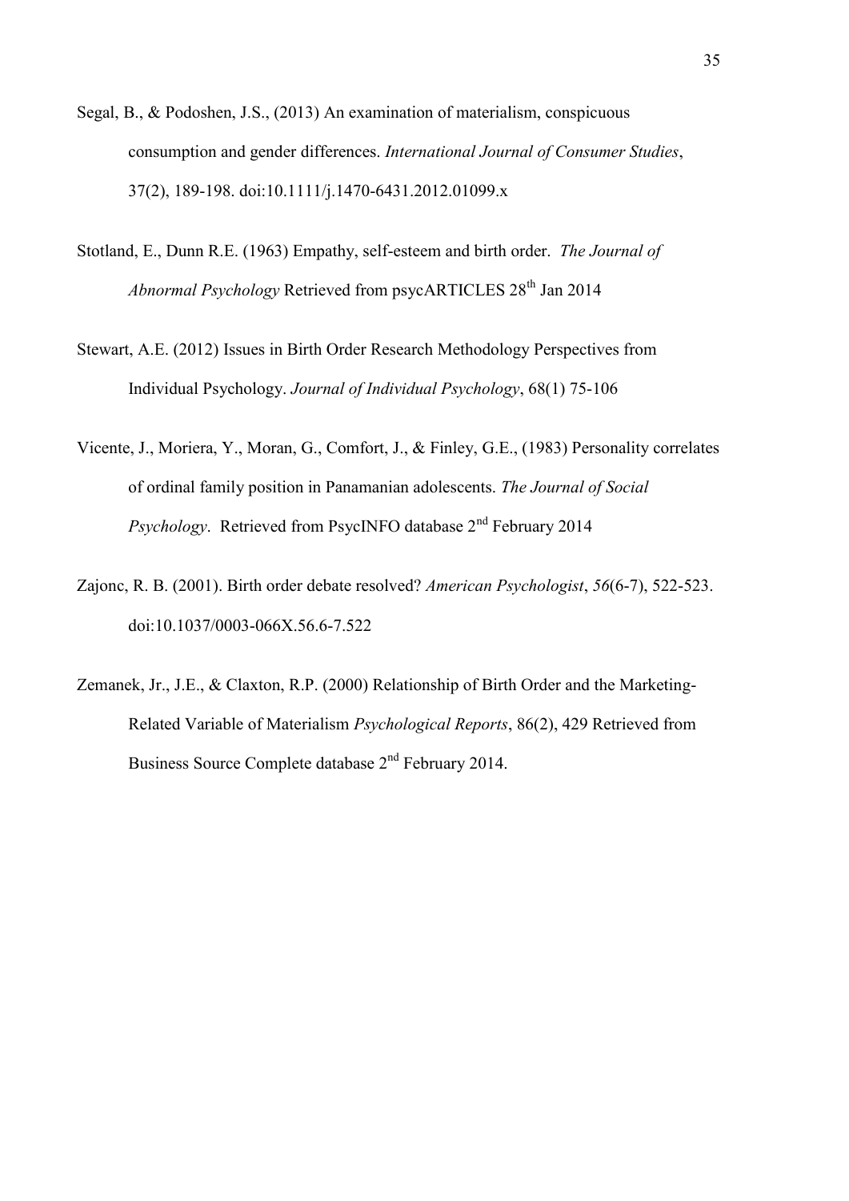Segal, B., & Podoshen, J.S., (2013) An examination of materialism, conspicuous consumption and gender differences. *International Journal of Consumer Studies*, 37(2), 189-198. doi:10.1111/j.1470-6431.2012.01099.x

Stotland, E., Dunn R.E. (1963) Empathy, self-esteem and birth order. *The Journal of Abnormal Psychology* Retrieved from psycARTICLES 28th Jan 2014

Stewart, A.E. (2012) Issues in Birth Order Research Methodology Perspectives from Individual Psychology. *Journal of Individual Psychology*, 68(1) 75-106

Vicente, J., Moriera, Y., Moran, G., Comfort, J., & Finley, G.E., (1983) Personality correlates of ordinal family position in Panamanian adolescents. *The Journal of Social Psychology*. Retrieved from PsycINFO database 2nd February 2014

Zajonc, R. B. (2001). Birth order debate resolved? *American Psychologist*, *56*(6-7), 522-523. doi:10.1037/0003-066X.56.6-7.522

Zemanek, Jr., J.E., & Claxton, R.P. (2000) Relationship of Birth Order and the Marketing-Related Variable of Materialism *Psychological Reports*, 86(2), 429 Retrieved from Business Source Complete database 2nd February 2014.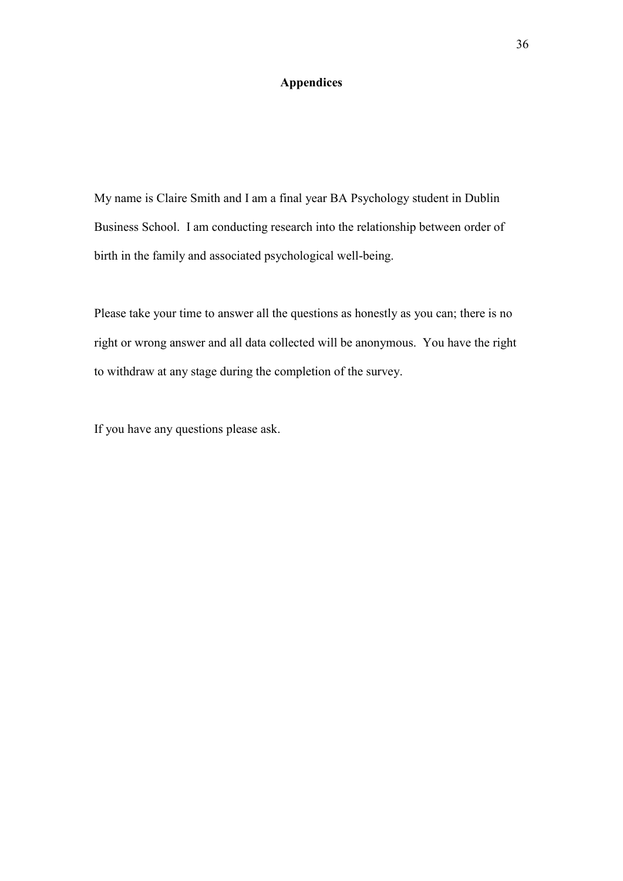# Appendices

My name is Claire Smith and I am a final year BA Psychology student in Dublin Business School. I am conducting research into the relationship between order of birth in the family and associated psychological well-being.

Please take your time to answer all the questions as honestly as you can; there is no right or wrong answer and all data collected will be anonymous. You have the right to withdraw at any stage during the completion of the survey.

If you have any questions please ask.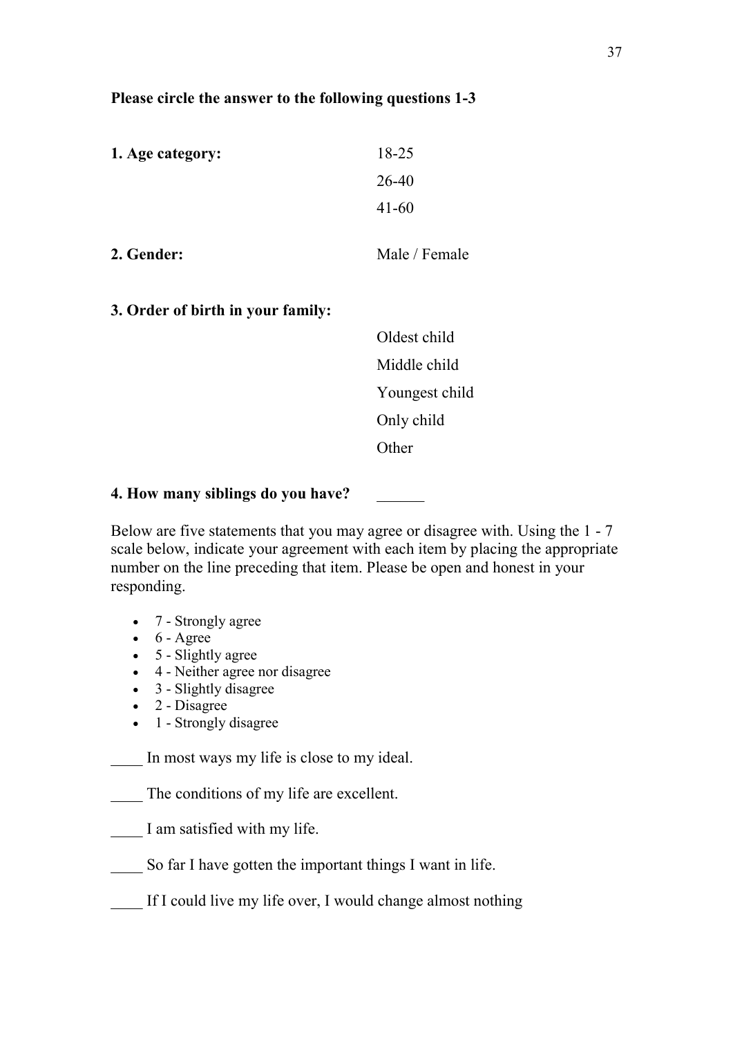**Please circle the answer to the following questions 1-3**

**1. Age category:**

18-25
26-40
41-60

**2. Gender:** Male / Female

**3. Order of birth in your family:**

Oldest child
Middle child
Youngest child
Only child
Other

**4. How many siblings do you have?** ______

Below are five statements that you may agree or disagree with. Using the 1 - 7 scale below, indicate your agreement with each item by placing the appropriate number on the line preceding that item. Please be open and honest in your responding.

- 7 - Strongly agree
- 6 - Agree
- 5 - Slightly agree
- 4 - Neither agree nor disagree
- 3 - Slightly disagree
- 2 - Disagree
- 1 - Strongly disagree

____ In most ways my life is close to my ideal.

____ The conditions of my life are excellent.

____ I am satisfied with my life.

____ So far I have gotten the important things I want in life.

____ If I could live my life over, I would change almost nothing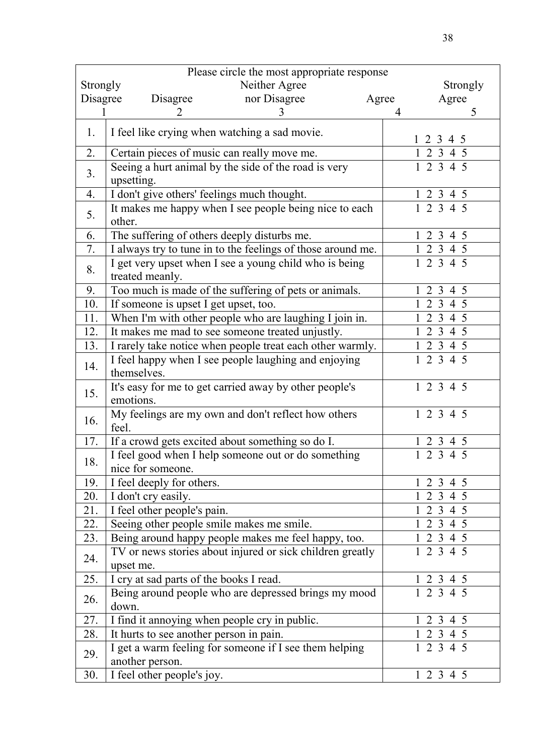Please circle the most appropriate response

| Strongly Disagree | Disagree | Neither Agree nor Disagree | Agree | Strongly Agree |
|---|---|---|---|---|
| 1 | 2 | 3 | 4 | 5 |

| # | Item | Response |
|---|---|---|
| 1. | I feel like crying when watching a sad movie. | 1 2 3 4 5 |
| 2. | Certain pieces of music can really move me. | 1 2 3 4 5 |
| 3. | Seeing a hurt animal by the side of the road is very upsetting. | 1 2 3 4 5 |
| 4. | I don't give others' feelings much thought. | 1 2 3 4 5 |
| 5. | It makes me happy when I see people being nice to each other. | 1 2 3 4 5 |
| 6. | The suffering of others deeply disturbs me. | 1 2 3 4 5 |
| 7. | I always try to tune in to the feelings of those around me. | 1 2 3 4 5 |
| 8. | I get very upset when I see a young child who is being treated meanly. | 1 2 3 4 5 |
| 9. | Too much is made of the suffering of pets or animals. | 1 2 3 4 5 |
| 10. | If someone is upset I get upset, too. | 1 2 3 4 5 |
| 11. | When I'm with other people who are laughing I join in. | 1 2 3 4 5 |
| 12. | It makes me mad to see someone treated unjustly. | 1 2 3 4 5 |
| 13. | I rarely take notice when people treat each other warmly. | 1 2 3 4 5 |
| 14. | I feel happy when I see people laughing and enjoying themselves. | 1 2 3 4 5 |
| 15. | It's easy for me to get carried away by other people's emotions. | 1 2 3 4 5 |
| 16. | My feelings are my own and don't reflect how others feel. | 1 2 3 4 5 |
| 17. | If a crowd gets excited about something so do I. | 1 2 3 4 5 |
| 18. | I feel good when I help someone out or do something nice for someone. | 1 2 3 4 5 |
| 19. | I feel deeply for others. | 1 2 3 4 5 |
| 20. | I don't cry easily. | 1 2 3 4 5 |
| 21. | I feel other people's pain. | 1 2 3 4 5 |
| 22. | Seeing other people smile makes me smile. | 1 2 3 4 5 |
| 23. | Being around happy people makes me feel happy, too. | 1 2 3 4 5 |
| 24. | TV or news stories about injured or sick children greatly upset me. | 1 2 3 4 5 |
| 25. | I cry at sad parts of the books I read. | 1 2 3 4 5 |
| 26. | Being around people who are depressed brings my mood down. | 1 2 3 4 5 |
| 27. | I find it annoying when people cry in public. | 1 2 3 4 5 |
| 28. | It hurts to see another person in pain. | 1 2 3 4 5 |
| 29. | I get a warm feeling for someone if I see them helping another person. | 1 2 3 4 5 |
| 30. | I feel other people's joy. | 1 2 3 4 5 |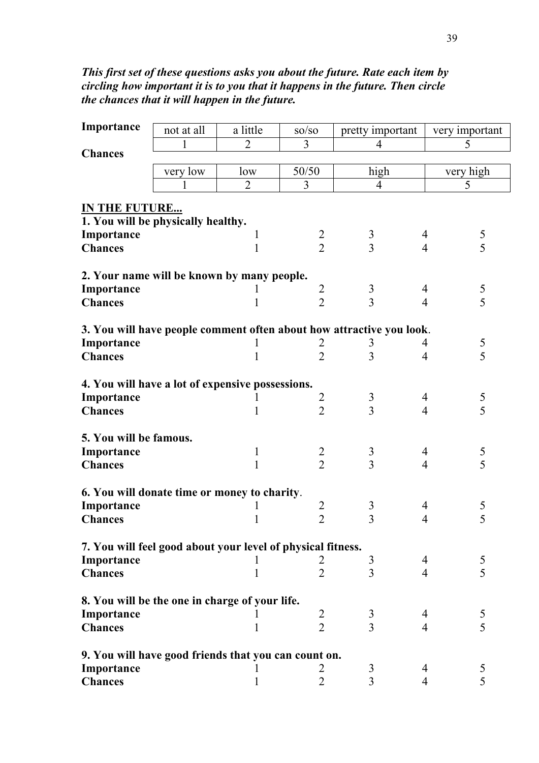***This first set of these questions asks you about the future. Rate each item by circling how important it is to you that it happens in the future. Then circle the chances that it will happen in the future.***

| **Importance** | not at all | a little | so/so | pretty important | very important |
|---|---|---|---|---|---|
| | 1 | 2 | 3 | 4 | 5 |
| **Chances** | very low | low | 50/50 | high | very high |
| | 1 | 2 | 3 | 4 | 5 |

**IN THE FUTURE...**

**1. You will be physically healthy.**

| | | | | | |
|---|---|---|---|---|---|
| **Importance** | 1 | 2 | 3 | 4 | 5 |
| **Chances** | 1 | 2 | 3 | 4 | 5 |

**2. Your name will be known by many people.**

| | | | | | |
|---|---|---|---|---|---|
| **Importance** | 1 | 2 | 3 | 4 | 5 |
| **Chances** | 1 | 2 | 3 | 4 | 5 |

**3. You will have people comment often about how attractive you look.**

| | | | | | |
|---|---|---|---|---|---|
| **Importance** | 1 | 2 | 3 | 4 | 5 |
| **Chances** | 1 | 2 | 3 | 4 | 5 |

**4. You will have a lot of expensive possessions.**

| | | | | | |
|---|---|---|---|---|---|
| **Importance** | 1 | 2 | 3 | 4 | 5 |
| **Chances** | 1 | 2 | 3 | 4 | 5 |

**5. You will be famous.**

| | | | | | |
|---|---|---|---|---|---|
| **Importance** | 1 | 2 | 3 | 4 | 5 |
| **Chances** | 1 | 2 | 3 | 4 | 5 |

**6. You will donate time or money to charity.**

| | | | | | |
|---|---|---|---|---|---|
| **Importance** | 1 | 2 | 3 | 4 | 5 |
| **Chances** | 1 | 2 | 3 | 4 | 5 |

**7. You will feel good about your level of physical fitness.**

| | | | | | |
|---|---|---|---|---|---|
| **Importance** | 1 | 2 | 3 | 4 | 5 |
| **Chances** | 1 | 2 | 3 | 4 | 5 |

**8. You will be the one in charge of your life.**

| | | | | | |
|---|---|---|---|---|---|
| **Importance** | 1 | 2 | 3 | 4 | 5 |
| **Chances** | 1 | 2 | 3 | 4 | 5 |

**9. You will have good friends that you can count on.**

| | | | | | |
|---|---|---|---|---|---|
| **Importance** | 1 | 2 | 3 | 4 | 5 |
| **Chances** | 1 | 2 | 3 | 4 | 5 |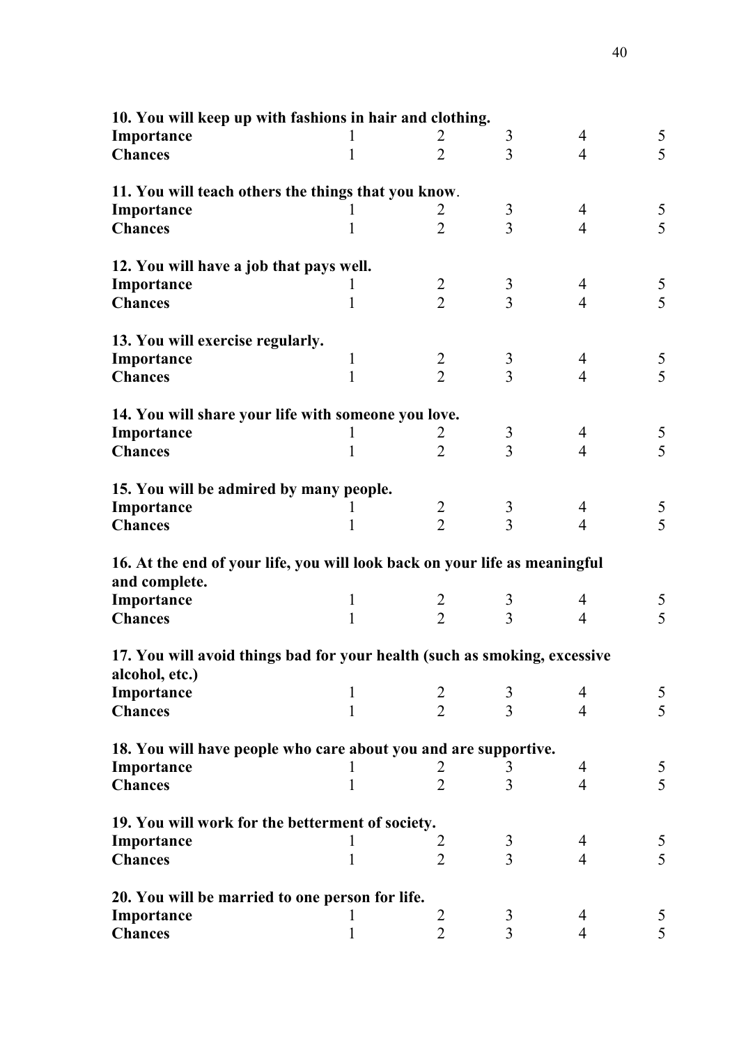**10. You will keep up with fashions in hair and clothing.**

| | | | | | |
|---|---|---|---|---|---|
| **Importance** | 1 | 2 | 3 | 4 | 5 |
| **Chances** | 1 | 2 | 3 | 4 | 5 |

**11. You will teach others the things that you know**.

| | | | | | |
|---|---|---|---|---|---|
| **Importance** | 1 | 2 | 3 | 4 | 5 |
| **Chances** | 1 | 2 | 3 | 4 | 5 |

**12. You will have a job that pays well.**

| | | | | | |
|---|---|---|---|---|---|
| **Importance** | 1 | 2 | 3 | 4 | 5 |
| **Chances** | 1 | 2 | 3 | 4 | 5 |

**13. You will exercise regularly.**

| | | | | | |
|---|---|---|---|---|---|
| **Importance** | 1 | 2 | 3 | 4 | 5 |
| **Chances** | 1 | 2 | 3 | 4 | 5 |

**14. You will share your life with someone you love.**

| | | | | | |
|---|---|---|---|---|---|
| **Importance** | 1 | 2 | 3 | 4 | 5 |
| **Chances** | 1 | 2 | 3 | 4 | 5 |

**15. You will be admired by many people.**

| | | | | | |
|---|---|---|---|---|---|
| **Importance** | 1 | 2 | 3 | 4 | 5 |
| **Chances** | 1 | 2 | 3 | 4 | 5 |

**16. At the end of your life, you will look back on your life as meaningful and complete.**

| | | | | | |
|---|---|---|---|---|---|
| **Importance** | 1 | 2 | 3 | 4 | 5 |
| **Chances** | 1 | 2 | 3 | 4 | 5 |

**17. You will avoid things bad for your health (such as smoking, excessive alcohol, etc.)**

| | | | | | |
|---|---|---|---|---|---|
| **Importance** | 1 | 2 | 3 | 4 | 5 |
| **Chances** | 1 | 2 | 3 | 4 | 5 |

**18. You will have people who care about you and are supportive.**

| | | | | | |
|---|---|---|---|---|---|
| **Importance** | 1 | 2 | 3 | 4 | 5 |
| **Chances** | 1 | 2 | 3 | 4 | 5 |

**19. You will work for the betterment of society.**

| | | | | | |
|---|---|---|---|---|---|
| **Importance** | 1 | 2 | 3 | 4 | 5 |
| **Chances** | 1 | 2 | 3 | 4 | 5 |

**20. You will be married to one person for life.**

| | | | | | |
|---|---|---|---|---|---|
| **Importance** | 1 | 2 | 3 | 4 | 5 |
| **Chances** | 1 | 2 | 3 | 4 | 5 |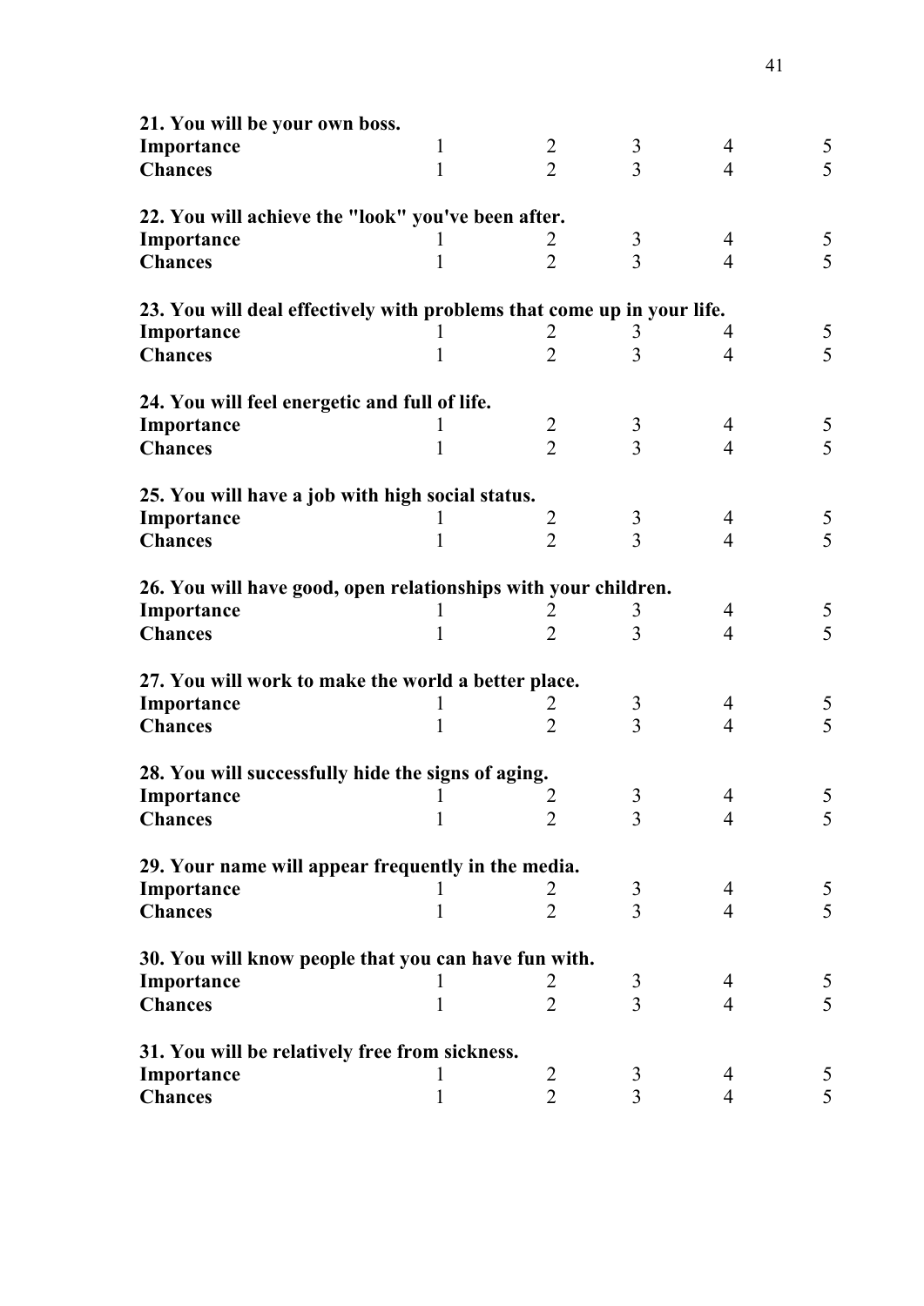**21. You will be your own boss.**

| | | | | | |
|---|---|---|---|---|---|
| **Importance** | 1 | 2 | 3 | 4 | 5 |
| **Chances** | 1 | 2 | 3 | 4 | 5 |

**22. You will achieve the "look" you've been after.**

| | | | | | |
|---|---|---|---|---|---|
| **Importance** | 1 | 2 | 3 | 4 | 5 |
| **Chances** | 1 | 2 | 3 | 4 | 5 |

**23. You will deal effectively with problems that come up in your life.**

| | | | | | |
|---|---|---|---|---|---|
| **Importance** | 1 | 2 | 3 | 4 | 5 |
| **Chances** | 1 | 2 | 3 | 4 | 5 |

**24. You will feel energetic and full of life.**

| | | | | | |
|---|---|---|---|---|---|
| **Importance** | 1 | 2 | 3 | 4 | 5 |
| **Chances** | 1 | 2 | 3 | 4 | 5 |

**25. You will have a job with high social status.**

| | | | | | |
|---|---|---|---|---|---|
| **Importance** | 1 | 2 | 3 | 4 | 5 |
| **Chances** | 1 | 2 | 3 | 4 | 5 |

**26. You will have good, open relationships with your children.**

| | | | | | |
|---|---|---|---|---|---|
| **Importance** | 1 | 2 | 3 | 4 | 5 |
| **Chances** | 1 | 2 | 3 | 4 | 5 |

**27. You will work to make the world a better place.**

| | | | | | |
|---|---|---|---|---|---|
| **Importance** | 1 | 2 | 3 | 4 | 5 |
| **Chances** | 1 | 2 | 3 | 4 | 5 |

**28. You will successfully hide the signs of aging.**

| | | | | | |
|---|---|---|---|---|---|
| **Importance** | 1 | 2 | 3 | 4 | 5 |
| **Chances** | 1 | 2 | 3 | 4 | 5 |

**29. Your name will appear frequently in the media.**

| | | | | | |
|---|---|---|---|---|---|
| **Importance** | 1 | 2 | 3 | 4 | 5 |
| **Chances** | 1 | 2 | 3 | 4 | 5 |

**30. You will know people that you can have fun with.**

| | | | | | |
|---|---|---|---|---|---|
| **Importance** | 1 | 2 | 3 | 4 | 5 |
| **Chances** | 1 | 2 | 3 | 4 | 5 |

**31. You will be relatively free from sickness.**

| | | | | | |
|---|---|---|---|---|---|
| **Importance** | 1 | 2 | 3 | 4 | 5 |
| **Chances** | 1 | 2 | 3 | 4 | 5 |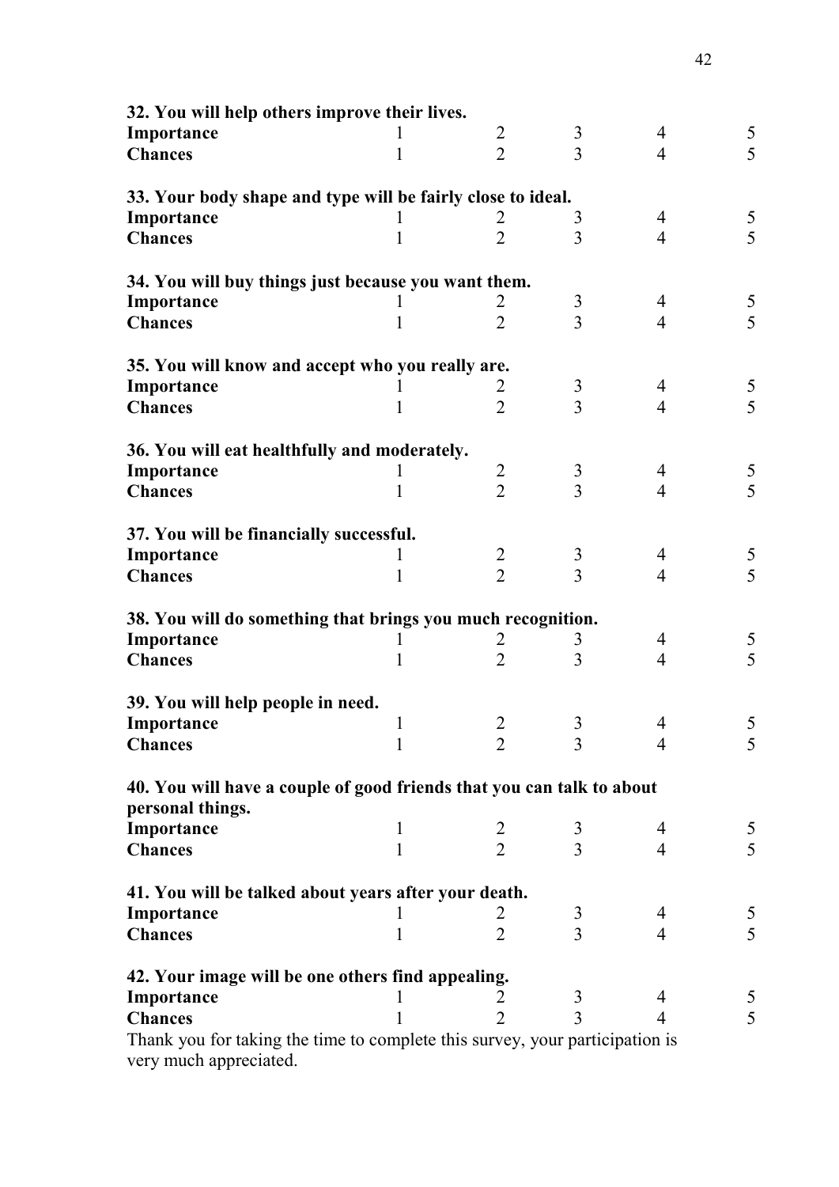**32. You will help others improve their lives.**

| | | | | | |
|---|---|---|---|---|---|
| **Importance** | 1 | 2 | 3 | 4 | 5 |
| **Chances** | 1 | 2 | 3 | 4 | 5 |

**33. Your body shape and type will be fairly close to ideal.**

| | | | | | |
|---|---|---|---|---|---|
| **Importance** | 1 | 2 | 3 | 4 | 5 |
| **Chances** | 1 | 2 | 3 | 4 | 5 |

**34. You will buy things just because you want them.**

| | | | | | |
|---|---|---|---|---|---|
| **Importance** | 1 | 2 | 3 | 4 | 5 |
| **Chances** | 1 | 2 | 3 | 4 | 5 |

**35. You will know and accept who you really are.**

| | | | | | |
|---|---|---|---|---|---|
| **Importance** | 1 | 2 | 3 | 4 | 5 |
| **Chances** | 1 | 2 | 3 | 4 | 5 |

**36. You will eat healthfully and moderately.**

| | | | | | |
|---|---|---|---|---|---|
| **Importance** | 1 | 2 | 3 | 4 | 5 |
| **Chances** | 1 | 2 | 3 | 4 | 5 |

**37. You will be financially successful.**

| | | | | | |
|---|---|---|---|---|---|
| **Importance** | 1 | 2 | 3 | 4 | 5 |
| **Chances** | 1 | 2 | 3 | 4 | 5 |

**38. You will do something that brings you much recognition.**

| | | | | | |
|---|---|---|---|---|---|
| **Importance** | 1 | 2 | 3 | 4 | 5 |
| **Chances** | 1 | 2 | 3 | 4 | 5 |

**39. You will help people in need.**

| | | | | | |
|---|---|---|---|---|---|
| **Importance** | 1 | 2 | 3 | 4 | 5 |
| **Chances** | 1 | 2 | 3 | 4 | 5 |

**40. You will have a couple of good friends that you can talk to about personal things.**

| | | | | | |
|---|---|---|---|---|---|
| **Importance** | 1 | 2 | 3 | 4 | 5 |
| **Chances** | 1 | 2 | 3 | 4 | 5 |

**41. You will be talked about years after your death.**

| | | | | | |
|---|---|---|---|---|---|
| **Importance** | 1 | 2 | 3 | 4 | 5 |
| **Chances** | 1 | 2 | 3 | 4 | 5 |

**42. Your image will be one others find appealing.**

| | | | | | |
|---|---|---|---|---|---|
| **Importance** | 1 | 2 | 3 | 4 | 5 |
| **Chances** | 1 | 2 | 3 | 4 | 5 |

Thank you for taking the time to complete this survey, your participation is very much appreciated.